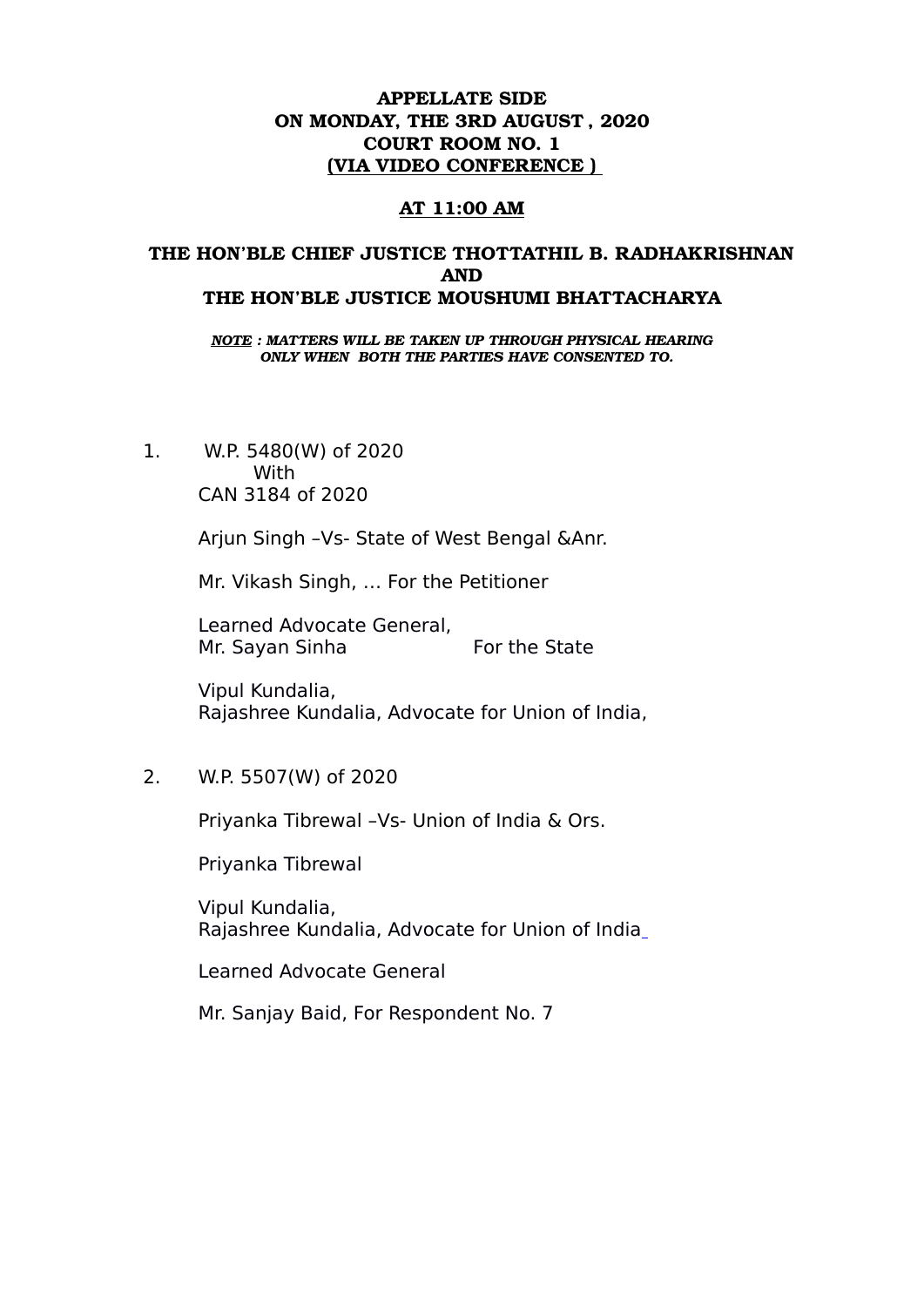**APPELLATE SIDE**
**ON MONDAY, THE 3RD AUGUST , 2020**
**COURT ROOM NO. 1**
**(VIA VIDEO CONFERENCE )**

**AT 11:00 AM**

**THE HON'BLE CHIEF JUSTICE THOTTATHIL B. RADHAKRISHNAN**
**AND**
**THE HON'BLE JUSTICE MOUSHUMI BHATTACHARYA**

***NOTE : MATTERS WILL BE TAKEN UP THROUGH PHYSICAL HEARING ONLY WHEN BOTH THE PARTIES HAVE CONSENTED TO.***

1. W.P. 5480(W) of 2020
   With
   CAN 3184 of 2020

   Arjun Singh –Vs- State of West Bengal &Anr.

   Mr. Vikash Singh, … For the Petitioner

   Learned Advocate General,
   Mr. Sayan Sinha For the State

   Vipul Kundalia,
   Rajashree Kundalia, Advocate for Union of India,

2. W.P. 5507(W) of 2020

   Priyanka Tibrewal –Vs- Union of India & Ors.

   Priyanka Tibrewal

   Vipul Kundalia,
   Rajashree Kundalia, Advocate for Union of India

   Learned Advocate General

   Mr. Sanjay Baid, For Respondent No. 7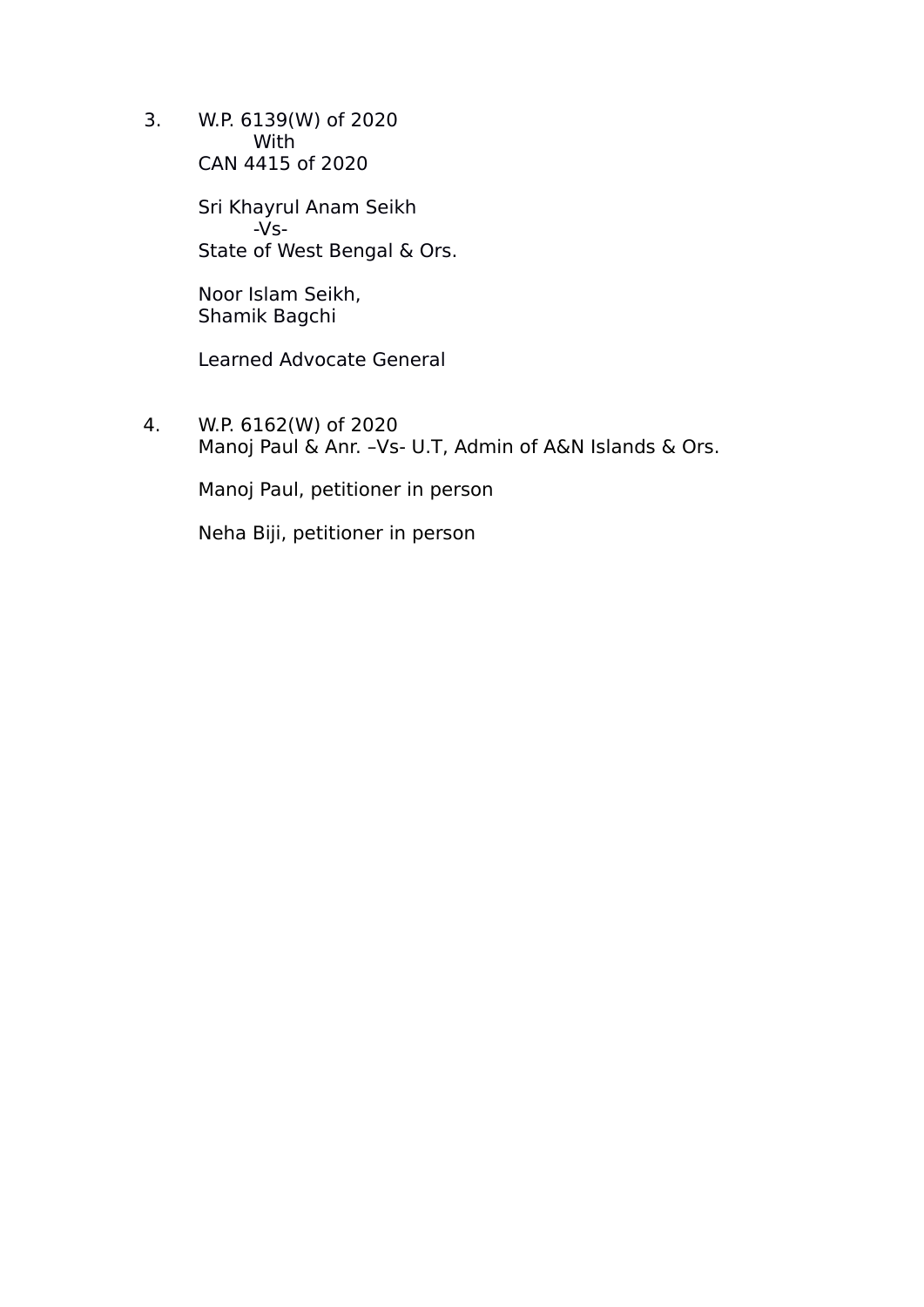3. W.P. 6139(W) of 2020
   With
   CAN 4415 of 2020

   Sri Khayrul Anam Seikh
   -Vs-
   State of West Bengal & Ors.

   Noor Islam Seikh,
   Shamik Bagchi

   Learned Advocate General

4. W.P. 6162(W) of 2020
   Manoj Paul & Anr. –Vs- U.T, Admin of A&N Islands & Ors.

   Manoj Paul, petitioner in person

   Neha Biji, petitioner in person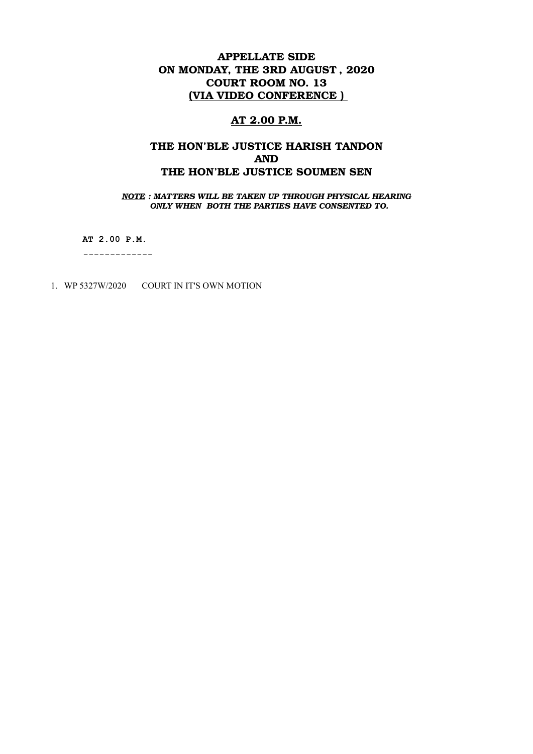**APPELLATE SIDE**
**ON MONDAY, THE 3RD AUGUST , 2020**
**COURT ROOM NO. 13**
**(VIA VIDEO CONFERENCE )**

**AT 2.00 P.M.**

**THE HON'BLE JUSTICE HARISH TANDON**
**AND**
**THE HON'BLE JUSTICE SOUMEN SEN**

***NOTE : MATTERS WILL BE TAKEN UP THROUGH PHYSICAL HEARING ONLY WHEN BOTH THE PARTIES HAVE CONSENTED TO.***

**AT 2.00 P.M.**

-------------

1. WP 5327W/2020 COURT IN IT'S OWN MOTION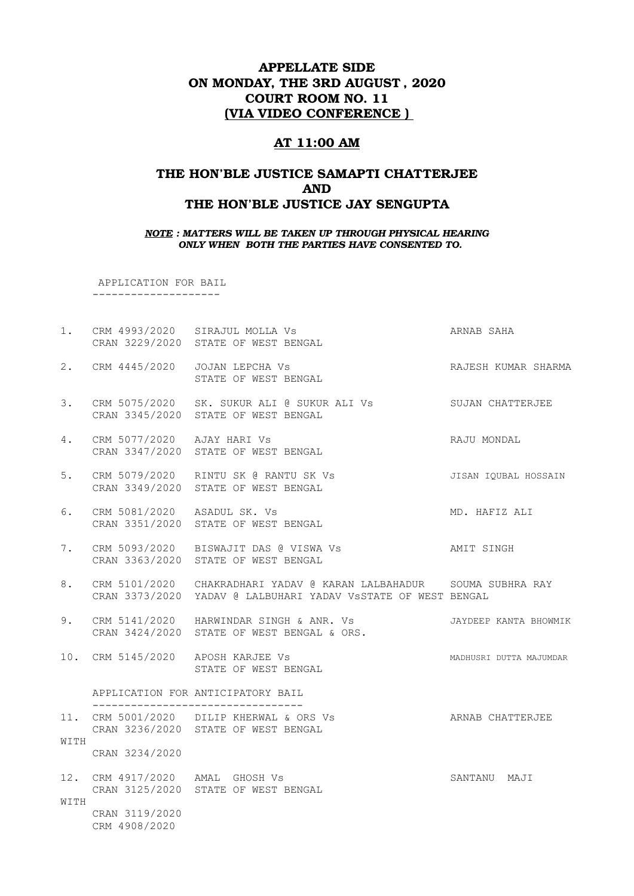# APPELLATE SIDE
# ON MONDAY, THE 3RD AUGUST , 2020
# COURT ROOM NO. 11
# (VIA VIDEO CONFERENCE )

## AT 11:00 AM

## THE HON'BLE JUSTICE SAMAPTI CHATTERJEE
## AND
## THE HON'BLE JUSTICE JAY SENGUPTA

***NOTE : MATTERS WILL BE TAKEN UP THROUGH PHYSICAL HEARING ONLY WHEN BOTH THE PARTIES HAVE CONSENTED TO.***

APPLICATION FOR BAIL
--------------------

1. CRM 4993/2020 CRAN 3229/2020 — SIRAJUL MOLLA Vs STATE OF WEST BENGAL — ARNAB SAHA

2. CRM 4445/2020 — JOJAN LEPCHA Vs STATE OF WEST BENGAL — RAJESH KUMAR SHARMA

3. CRM 5075/2020 CRAN 3345/2020 — SK. SUKUR ALI @ SUKUR ALI Vs STATE OF WEST BENGAL — SUJAN CHATTERJEE

4. CRM 5077/2020 CRAN 3347/2020 — AJAY HARI Vs STATE OF WEST BENGAL — RAJU MONDAL

5. CRM 5079/2020 CRAN 3349/2020 — RINTU SK @ RANTU SK Vs STATE OF WEST BENGAL — JISAN IQUBAL HOSSAIN

6. CRM 5081/2020 CRAN 3351/2020 — ASADUL SK. Vs STATE OF WEST BENGAL — MD. HAFIZ ALI

7. CRM 5093/2020 CRAN 3363/2020 — BISWAJIT DAS @ VISWA Vs STATE OF WEST BENGAL — AMIT SINGH

8. CRM 5101/2020 CRAN 3373/2020 — CHAKRADHARI YADAV @ KARAN LALBAHADUR YADAV @ LALBUHARI YADAV VsSTATE OF WEST BENGAL — SOUMA SUBHRA RAY

9. CRM 5141/2020 CRAN 3424/2020 — HARWINDAR SINGH & ANR. Vs STATE OF WEST BENGAL & ORS. — JAYDEEP KANTA BHOWMIK

10. CRM 5145/2020 — APOSH KARJEE Vs STATE OF WEST BENGAL — MADHUSRI DUTTA MAJUMDAR

APPLICATION FOR ANTICIPATORY BAIL
---------------------------------

11. CRM 5001/2020 CRAN 3236/2020 — DILIP KHERWAL & ORS Vs STATE OF WEST BENGAL — ARNAB CHATTERJEE
    WITH
    CRAN 3234/2020

12. CRM 4917/2020 CRAN 3125/2020 — AMAL GHOSH Vs STATE OF WEST BENGAL — SANTANU MAJI
    WITH
    CRAN 3119/2020
    CRM 4908/2020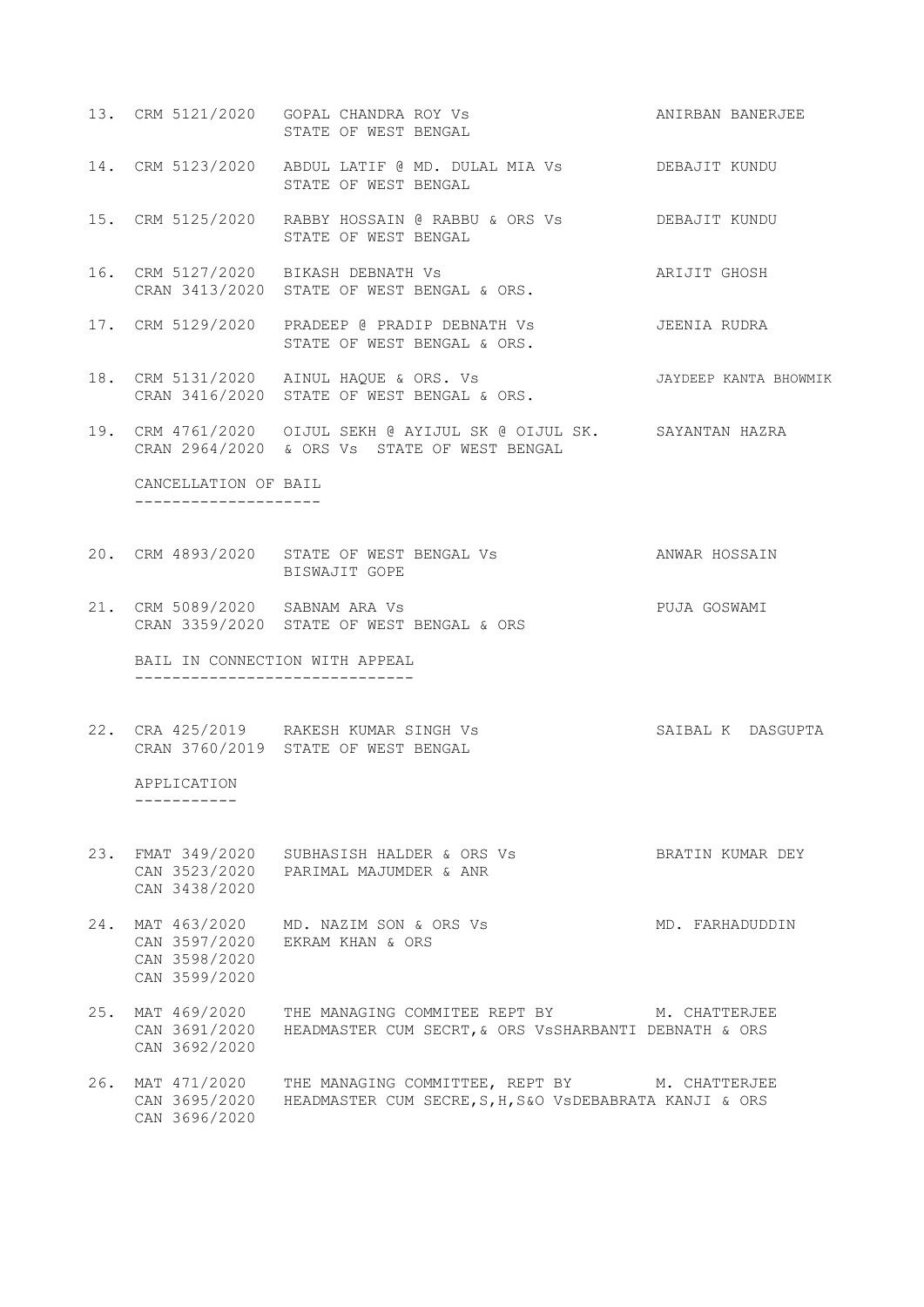13. CRM 5121/2020 GOPAL CHANDRA ROY Vs STATE OF WEST BENGAL — ANIRBAN BANERJEE

14. CRM 5123/2020 ABDUL LATIF @ MD. DULAL MIA Vs STATE OF WEST BENGAL — DEBAJIT KUNDU

15. CRM 5125/2020 RABBY HOSSAIN @ RABBU & ORS Vs STATE OF WEST BENGAL — DEBAJIT KUNDU

16. CRM 5127/2020 CRAN 3413/2020 BIKASH DEBNATH Vs STATE OF WEST BENGAL & ORS. — ARIJIT GHOSH

17. CRM 5129/2020 PRADEEP @ PRADIP DEBNATH Vs STATE OF WEST BENGAL & ORS. — JEENIA RUDRA

18. CRM 5131/2020 CRAN 3416/2020 AINUL HAQUE & ORS. Vs STATE OF WEST BENGAL & ORS. — JAYDEEP KANTA BHOWMIK

19. CRM 4761/2020 CRAN 2964/2020 OIJUL SEKH @ AYIJUL SK @ OIJUL SK. & ORS Vs STATE OF WEST BENGAL — SAYANTAN HAZRA

## CANCELLATION OF BAIL

20. CRM 4893/2020 STATE OF WEST BENGAL Vs BISWAJIT GOPE — ANWAR HOSSAIN

21. CRM 5089/2020 CRAN 3359/2020 SABNAM ARA Vs STATE OF WEST BENGAL & ORS — PUJA GOSWAMI

## BAIL IN CONNECTION WITH APPEAL

22. CRA 425/2019 CRAN 3760/2019 RAKESH KUMAR SINGH Vs STATE OF WEST BENGAL — SAIBAL K DASGUPTA

## APPLICATION

23. FMAT 349/2020 CAN 3523/2020 CAN 3438/2020 SUBHASISH HALDER & ORS Vs PARIMAL MAJUMDER & ANR — BRATIN KUMAR DEY

24. MAT 463/2020 CAN 3597/2020 CAN 3598/2020 CAN 3599/2020 MD. NAZIM SON & ORS Vs EKRAM KHAN & ORS — MD. FARHADUDDIN

25. MAT 469/2020 CAN 3691/2020 CAN 3692/2020 THE MANAGING COMMITEE REPT BY HEADMASTER CUM SECRT,& ORS VsSHARBANTI DEBNATH & ORS — M. CHATTERJEE

26. MAT 471/2020 CAN 3695/2020 CAN 3696/2020 THE MANAGING COMMITTEE, REPT BY HEADMASTER CUM SECRE,S,H,S&O VsDEBABRATA KANJI & ORS — M. CHATTERJEE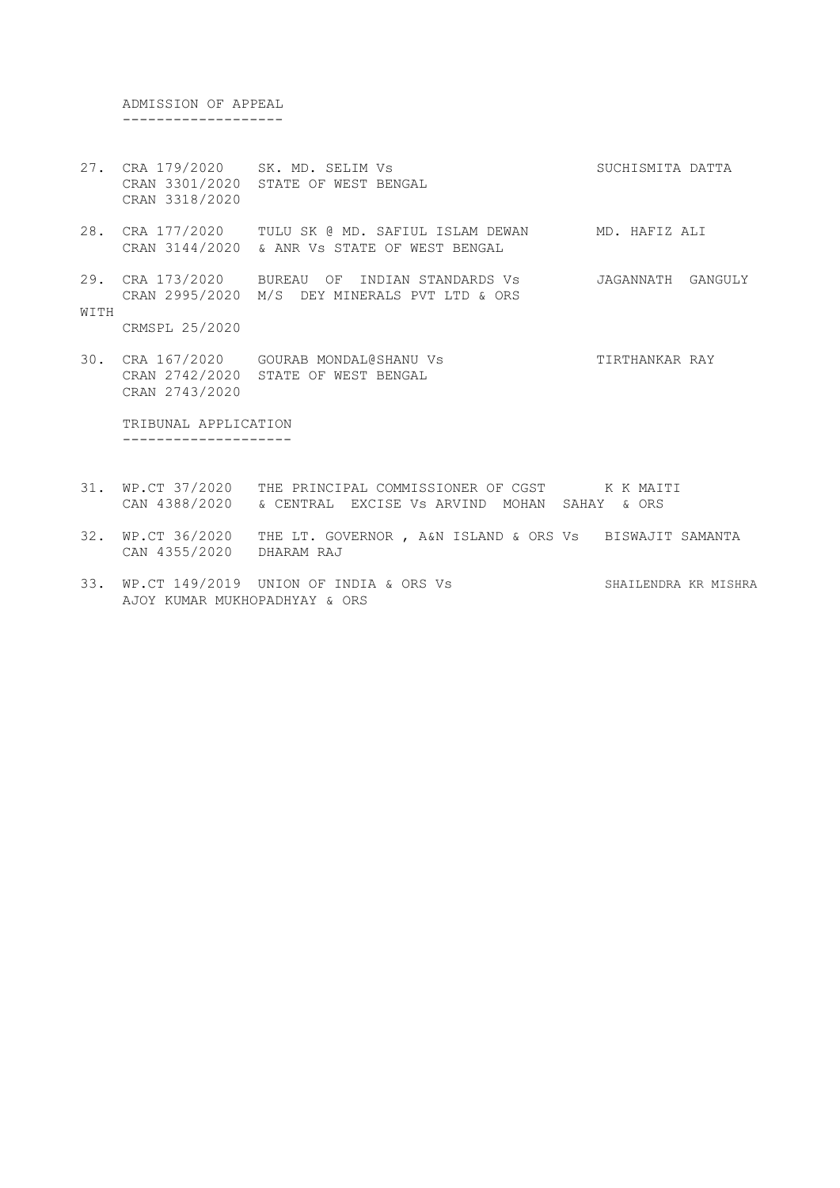ADMISSION OF APPEAL
-------------------

27. CRA 179/2020 SK. MD. SELIM Vs SUCHISMITA DATTA
    CRAN 3301/2020 STATE OF WEST BENGAL
    CRAN 3318/2020

28. CRA 177/2020 TULU SK @ MD. SAFIUL ISLAM DEWAN MD. HAFIZ ALI
    CRAN 3144/2020 & ANR Vs STATE OF WEST BENGAL

29. CRA 173/2020 BUREAU OF INDIAN STANDARDS Vs JAGANNATH GANGULY
    CRAN 2995/2020 M/S DEY MINERALS PVT LTD & ORS

WITH
    CRMSPL 25/2020

30. CRA 167/2020 GOURAB MONDAL@SHANU Vs TIRTHANKAR RAY
    CRAN 2742/2020 STATE OF WEST BENGAL
    CRAN 2743/2020

TRIBUNAL APPLICATION
--------------------

31. WP.CT 37/2020 THE PRINCIPAL COMMISSIONER OF CGST K K MAITI
    CAN 4388/2020 & CENTRAL EXCISE Vs ARVIND MOHAN SAHAY & ORS

32. WP.CT 36/2020 THE LT. GOVERNOR , A&N ISLAND & ORS Vs BISWAJIT SAMANTA
    CAN 4355/2020 DHARAM RAJ

33. WP.CT 149/2019 UNION OF INDIA & ORS Vs SHAILENDRA KR MISHRA
    AJOY KUMAR MUKHOPADHYAY & ORS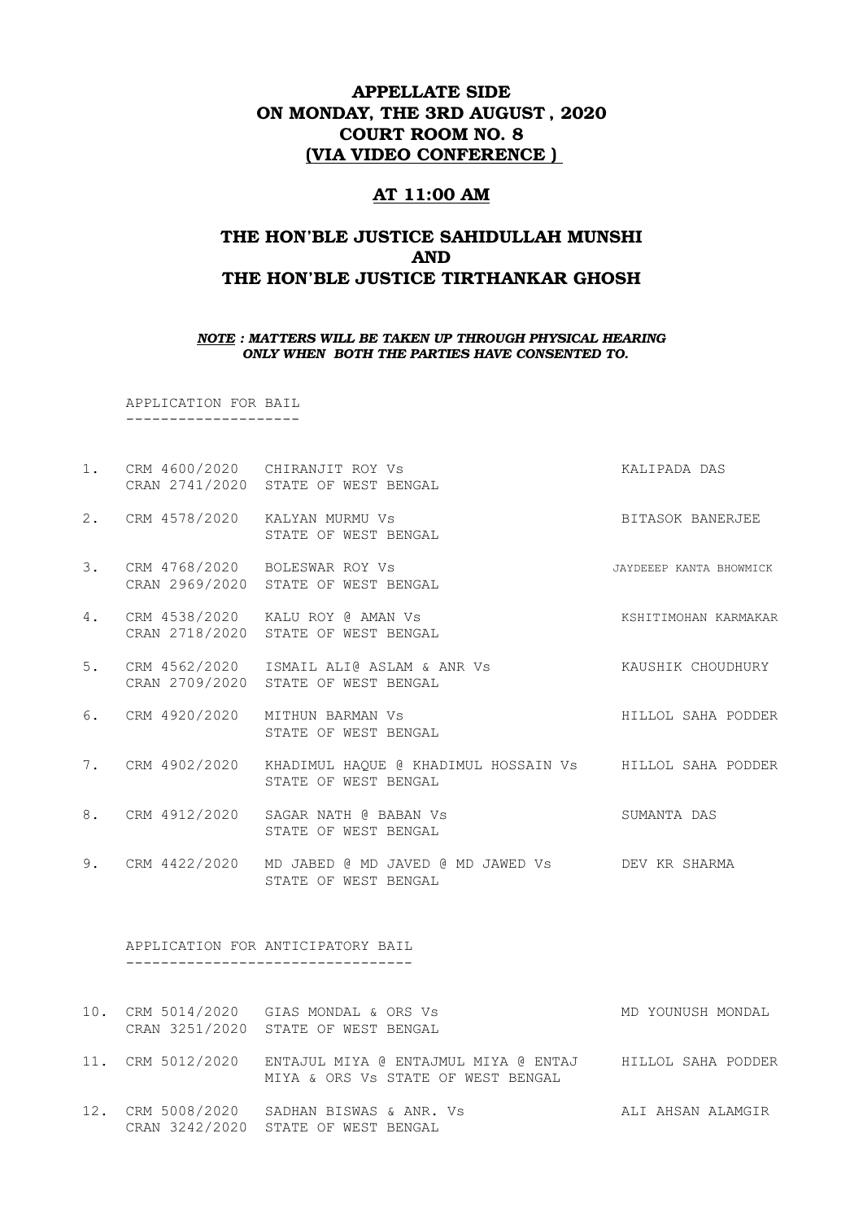# APPELLATE SIDE
# ON MONDAY, THE 3RD AUGUST , 2020
# COURT ROOM NO. 8
# (VIA VIDEO CONFERENCE )

## AT 11:00 AM

## THE HON'BLE JUSTICE SAHIDULLAH MUNSHI
## AND
## THE HON'BLE JUSTICE TIRTHANKAR GHOSH

***NOTE : MATTERS WILL BE TAKEN UP THROUGH PHYSICAL HEARING ONLY WHEN BOTH THE PARTIES HAVE CONSENTED TO.***

APPLICATION FOR BAIL
--------------------

| | | | |
|---|---|---|---|
| 1. | CRM 4600/2020<br>CRAN 2741/2020 | CHIRANJIT ROY Vs<br>STATE OF WEST BENGAL | KALIPADA DAS |
| 2. | CRM 4578/2020 | KALYAN MURMU Vs<br>STATE OF WEST BENGAL | BITASOK BANERJEE |
| 3. | CRM 4768/2020<br>CRAN 2969/2020 | BOLESWAR ROY Vs<br>STATE OF WEST BENGAL | JAYDEEEP KANTA BHOWMICK |
| 4. | CRM 4538/2020<br>CRAN 2718/2020 | KALU ROY @ AMAN Vs<br>STATE OF WEST BENGAL | KSHITIMOHAN KARMAKAR |
| 5. | CRM 4562/2020<br>CRAN 2709/2020 | ISMAIL ALI@ ASLAM & ANR Vs<br>STATE OF WEST BENGAL | KAUSHIK CHOUDHURY |
| 6. | CRM 4920/2020 | MITHUN BARMAN Vs<br>STATE OF WEST BENGAL | HILLOL SAHA PODDER |
| 7. | CRM 4902/2020 | KHADIMUL HAQUE @ KHADIMUL HOSSAIN Vs<br>STATE OF WEST BENGAL | HILLOL SAHA PODDER |
| 8. | CRM 4912/2020 | SAGAR NATH @ BABAN Vs<br>STATE OF WEST BENGAL | SUMANTA DAS |
| 9. | CRM 4422/2020 | MD JABED @ MD JAVED @ MD JAWED Vs<br>STATE OF WEST BENGAL | DEV KR SHARMA |

APPLICATION FOR ANTICIPATORY BAIL
---------------------------------

| | | | |
|---|---|---|---|
| 10. | CRM 5014/2020<br>CRAN 3251/2020 | GIAS MONDAL & ORS Vs<br>STATE OF WEST BENGAL | MD YOUNUSH MONDAL |
| 11. | CRM 5012/2020 | ENTAJUL MIYA @ ENTAJMUL MIYA @ ENTAJ<br>MIYA & ORS Vs STATE OF WEST BENGAL | HILLOL SAHA PODDER |
| 12. | CRM 5008/2020<br>CRAN 3242/2020 | SADHAN BISWAS & ANR. Vs<br>STATE OF WEST BENGAL | ALI AHSAN ALAMGIR |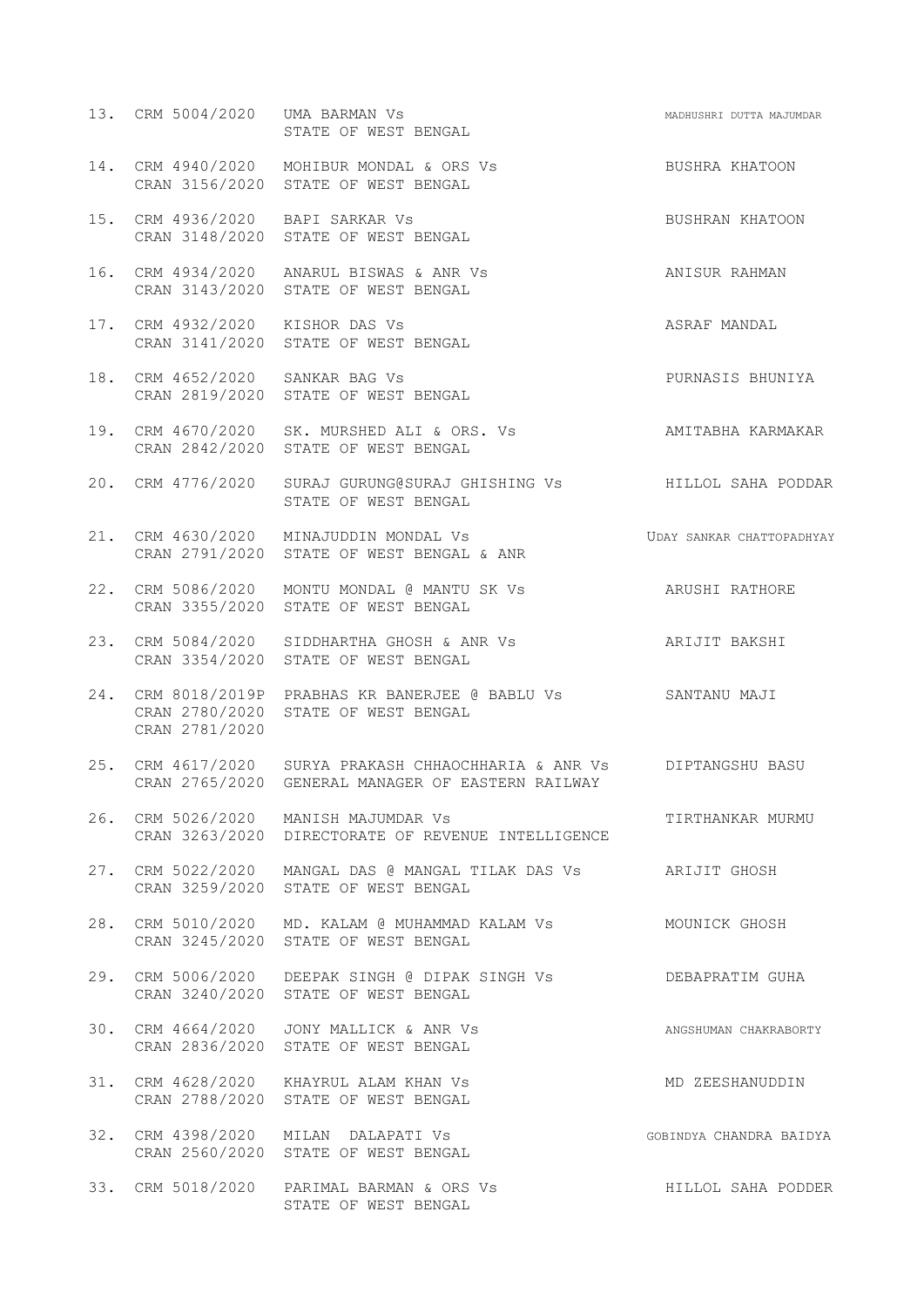| No. | Case No. | Parties | Advocate |
|---|---|---|---|
| 13. | CRM 5004/2020 | UMA BARMAN Vs<br>STATE OF WEST BENGAL | MADHUSHRI DUTTA MAJUMDAR |
| 14. | CRM 4940/2020<br>CRAN 3156/2020 | MOHIBUR MONDAL & ORS Vs<br>STATE OF WEST BENGAL | BUSHRA KHATOON |
| 15. | CRM 4936/2020<br>CRAN 3148/2020 | BAPI SARKAR Vs<br>STATE OF WEST BENGAL | BUSHRAN KHATOON |
| 16. | CRM 4934/2020<br>CRAN 3143/2020 | ANARUL BISWAS & ANR Vs<br>STATE OF WEST BENGAL | ANISUR RAHMAN |
| 17. | CRM 4932/2020<br>CRAN 3141/2020 | KISHOR DAS Vs<br>STATE OF WEST BENGAL | ASRAF MANDAL |
| 18. | CRM 4652/2020<br>CRAN 2819/2020 | SANKAR BAG Vs<br>STATE OF WEST BENGAL | PURNASIS BHUNIYA |
| 19. | CRM 4670/2020<br>CRAN 2842/2020 | SK. MURSHED ALI & ORS. Vs<br>STATE OF WEST BENGAL | AMITABHA KARMAKAR |
| 20. | CRM 4776/2020 | SURAJ GURUNG@SURAJ GHISHING Vs<br>STATE OF WEST BENGAL | HILLOL SAHA PODDAR |
| 21. | CRM 4630/2020<br>CRAN 2791/2020 | MINAJUDDIN MONDAL Vs<br>STATE OF WEST BENGAL & ANR | UDAY SANKAR CHATTOPADHYAY |
| 22. | CRM 5086/2020<br>CRAN 3355/2020 | MONTU MONDAL @ MANTU SK Vs<br>STATE OF WEST BENGAL | ARUSHI RATHORE |
| 23. | CRM 5084/2020<br>CRAN 3354/2020 | SIDDHARTHA GHOSH & ANR Vs<br>STATE OF WEST BENGAL | ARIJIT BAKSHI |
| 24. | CRM 8018/2019P<br>CRAN 2780/2020<br>CRAN 2781/2020 | PRABHAS KR BANERJEE @ BABLU Vs<br>STATE OF WEST BENGAL | SANTANU MAJI |
| 25. | CRM 4617/2020<br>CRAN 2765/2020 | SURYA PRAKASH CHHAOCHHARIA & ANR Vs<br>GENERAL MANAGER OF EASTERN RAILWAY | DIPTANGSHU BASU |
| 26. | CRM 5026/2020<br>CRAN 3263/2020 | MANISH MAJUMDAR Vs<br>DIRECTORATE OF REVENUE INTELLIGENCE | TIRTHANKAR MURMU |
| 27. | CRM 5022/2020<br>CRAN 3259/2020 | MANGAL DAS @ MANGAL TILAK DAS Vs<br>STATE OF WEST BENGAL | ARIJIT GHOSH |
| 28. | CRM 5010/2020<br>CRAN 3245/2020 | MD. KALAM @ MUHAMMAD KALAM Vs<br>STATE OF WEST BENGAL | MOUNICK GHOSH |
| 29. | CRM 5006/2020<br>CRAN 3240/2020 | DEEPAK SINGH @ DIPAK SINGH Vs<br>STATE OF WEST BENGAL | DEBAPRATIM GUHA |
| 30. | CRM 4664/2020<br>CRAN 2836/2020 | JONY MALLICK & ANR Vs<br>STATE OF WEST BENGAL | ANGSHUMAN CHAKRABORTY |
| 31. | CRM 4628/2020<br>CRAN 2788/2020 | KHAYRUL ALAM KHAN Vs<br>STATE OF WEST BENGAL | MD ZEESHANUDDIN |
| 32. | CRM 4398/2020<br>CRAN 2560/2020 | MILAN DALAPATI Vs<br>STATE OF WEST BENGAL | GOBINDYA CHANDRA BAIDYA |
| 33. | CRM 5018/2020 | PARIMAL BARMAN & ORS Vs<br>STATE OF WEST BENGAL | HILLOL SAHA PODDER |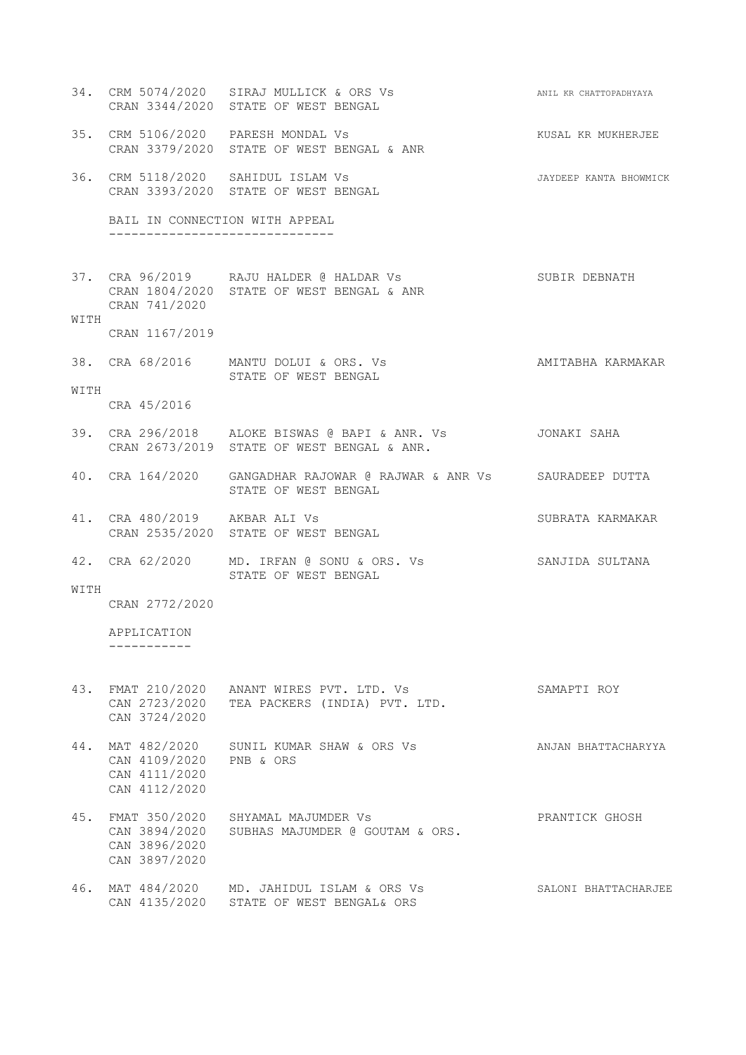34. CRM 5074/2020 SIRAJ MULLICK & ORS Vs ANIL KR CHATTOPADHYAYA
    CRAN 3344/2020 STATE OF WEST BENGAL

35. CRM 5106/2020 PARESH MONDAL Vs KUSAL KR MUKHERJEE
    CRAN 3379/2020 STATE OF WEST BENGAL & ANR

36. CRM 5118/2020 SAHIDUL ISLAM Vs JAYDEEP KANTA BHOWMICK
    CRAN 3393/2020 STATE OF WEST BENGAL

BAIL IN CONNECTION WITH APPEAL
------------------------------

37. CRA 96/2019 RAJU HALDER @ HALDAR Vs SUBIR DEBNATH
    CRAN 1804/2020 STATE OF WEST BENGAL & ANR
    CRAN 741/2020
WITH
    CRAN 1167/2019

38. CRA 68/2016 MANTU DOLUI & ORS. Vs AMITABHA KARMAKAR
    STATE OF WEST BENGAL
WITH
    CRA 45/2016

39. CRA 296/2018 ALOKE BISWAS @ BAPI & ANR. Vs JONAKI SAHA
    CRAN 2673/2019 STATE OF WEST BENGAL & ANR.

40. CRA 164/2020 GANGADHAR RAJOWAR @ RAJWAR & ANR Vs SAURADEEP DUTTA
    STATE OF WEST BENGAL

41. CRA 480/2019 AKBAR ALI Vs SUBRATA KARMAKAR
    CRAN 2535/2020 STATE OF WEST BENGAL

42. CRA 62/2020 MD. IRFAN @ SONU & ORS. Vs SANJIDA SULTANA
    STATE OF WEST BENGAL
WITH
    CRAN 2772/2020

APPLICATION
-----------

43. FMAT 210/2020 ANANT WIRES PVT. LTD. Vs SAMAPTI ROY
    CAN 2723/2020 TEA PACKERS (INDIA) PVT. LTD.
    CAN 3724/2020

44. MAT 482/2020 SUNIL KUMAR SHAW & ORS Vs ANJAN BHATTACHARYYA
    CAN 4109/2020 PNB & ORS
    CAN 4111/2020
    CAN 4112/2020

45. FMAT 350/2020 SHYAMAL MAJUMDER Vs PRANTICK GHOSH
    CAN 3894/2020 SUBHAS MAJUMDER @ GOUTAM & ORS.
    CAN 3896/2020
    CAN 3897/2020

46. MAT 484/2020 MD. JAHIDUL ISLAM & ORS Vs SALONI BHATTACHARJEE
    CAN 4135/2020 STATE OF WEST BENGAL& ORS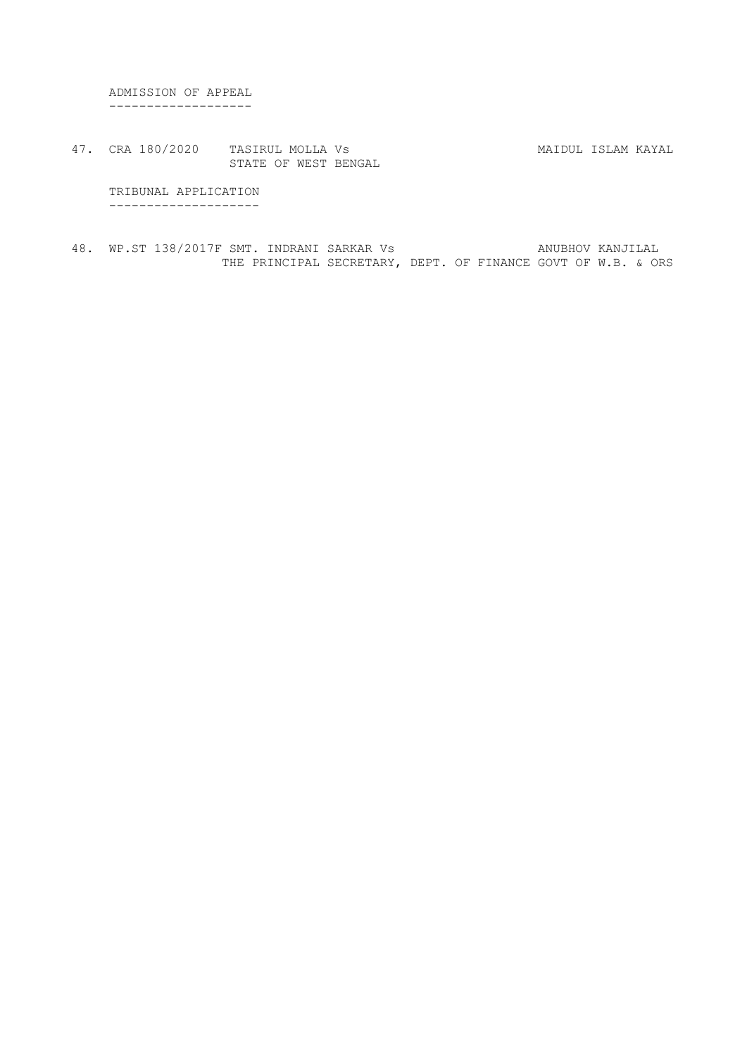ADMISSION OF APPEAL
-------------------

47. CRA 180/2020 TASIRUL MOLLA Vs STATE OF WEST BENGAL — MAIDUL ISLAM KAYAL

TRIBUNAL APPLICATION
--------------------

48. WP.ST 138/2017F SMT. INDRANI SARKAR Vs THE PRINCIPAL SECRETARY, DEPT. OF FINANCE GOVT OF W.B. & ORS — ANUBHOV KANJILAL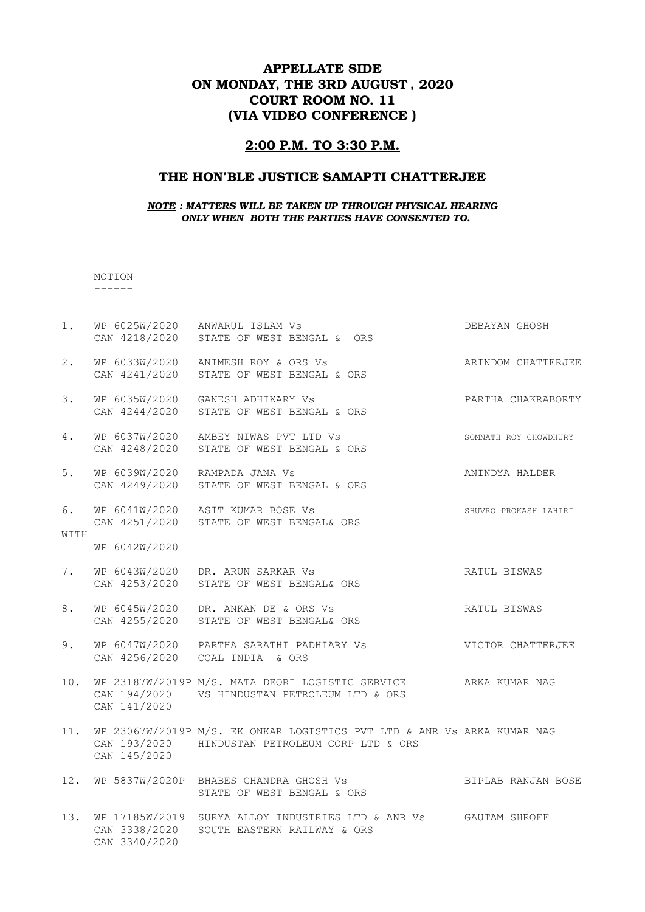# APPELLATE SIDE
# ON MONDAY, THE 3RD AUGUST , 2020
# COURT ROOM NO. 11
# (VIA VIDEO CONFERENCE )

## 2:00 P.M. TO 3:30 P.M.

## THE HON'BLE JUSTICE SAMAPTI CHATTERJEE

***NOTE : MATTERS WILL BE TAKEN UP THROUGH PHYSICAL HEARING ONLY WHEN BOTH THE PARTIES HAVE CONSENTED TO.***

MOTION
------

| No. | Case No. | Parties | Advocate |
|---|---|---|---|
| 1. | WP 6025W/2020<br>CAN 4218/2020 | ANWARUL ISLAM Vs<br>STATE OF WEST BENGAL & ORS | DEBAYAN GHOSH |
| 2. | WP 6033W/2020<br>CAN 4241/2020 | ANIMESH ROY & ORS Vs<br>STATE OF WEST BENGAL & ORS | ARINDOM CHATTERJEE |
| 3. | WP 6035W/2020<br>CAN 4244/2020 | GANESH ADHIKARY Vs<br>STATE OF WEST BENGAL & ORS | PARTHA CHAKRABORTY |
| 4. | WP 6037W/2020<br>CAN 4248/2020 | AMBEY NIWAS PVT LTD Vs<br>STATE OF WEST BENGAL & ORS | SOMNATH ROY CHOWDHURY |
| 5. | WP 6039W/2020<br>CAN 4249/2020 | RAMPADA JANA Vs<br>STATE OF WEST BENGAL & ORS | ANINDYA HALDER |
| 6. | WP 6041W/2020<br>CAN 4251/2020<br>WITH<br>WP 6042W/2020 | ASIT KUMAR BOSE Vs<br>STATE OF WEST BENGAL& ORS | SHUVRO PROKASH LAHIRI |
| 7. | WP 6043W/2020<br>CAN 4253/2020 | DR. ARUN SARKAR Vs<br>STATE OF WEST BENGAL& ORS | RATUL BISWAS |
| 8. | WP 6045W/2020<br>CAN 4255/2020 | DR. ANKAN DE & ORS Vs<br>STATE OF WEST BENGAL& ORS | RATUL BISWAS |
| 9. | WP 6047W/2020<br>CAN 4256/2020 | PARTHA SARATHI PADHIARY Vs<br>COAL INDIA & ORS | VICTOR CHATTERJEE |
| 10. | WP 23187W/2019P<br>CAN 194/2020<br>CAN 141/2020 | M/S. MATA DEORI LOGISTIC SERVICE<br>VS HINDUSTAN PETROLEUM LTD & ORS | ARKA KUMAR NAG |
| 11. | WP 23067W/2019P<br>CAN 193/2020<br>CAN 145/2020 | M/S. EK ONKAR LOGISTICS PVT LTD & ANR Vs<br>HINDUSTAN PETROLEUM CORP LTD & ORS | ARKA KUMAR NAG |
| 12. | WP 5837W/2020P | BHABES CHANDRA GHOSH Vs<br>STATE OF WEST BENGAL & ORS | BIPLAB RANJAN BOSE |
| 13. | WP 17185W/2019<br>CAN 3338/2020<br>CAN 3340/2020 | SURYA ALLOY INDUSTRIES LTD & ANR Vs<br>SOUTH EASTERN RAILWAY & ORS | GAUTAM SHROFF |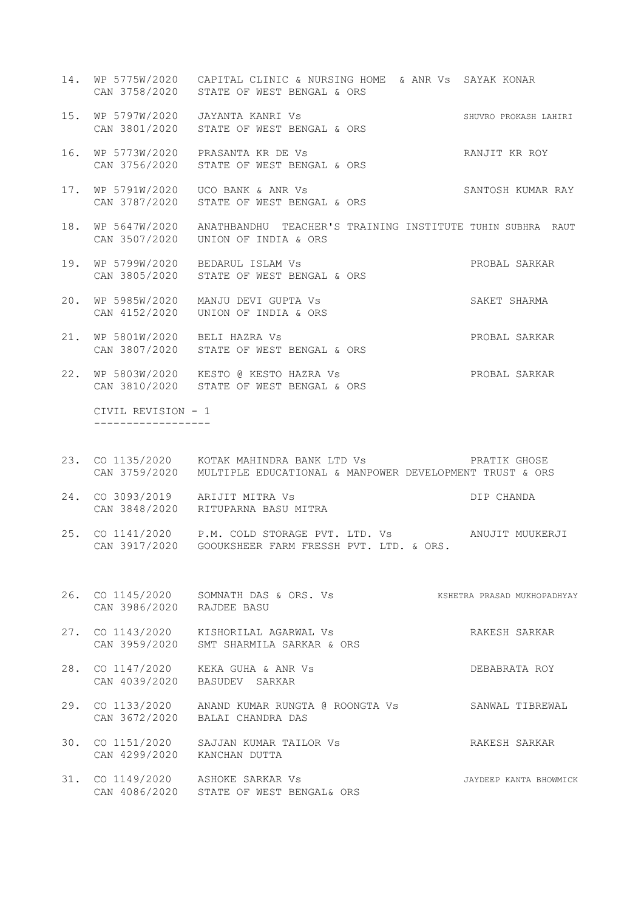14. WP 5775W/2020 CAPITAL CLINIC & NURSING HOME & ANR Vs SAYAK KONAR
    CAN 3758/2020 STATE OF WEST BENGAL & ORS

15. WP 5797W/2020 JAYANTA KANRI Vs SHUVRO PROKASH LAHIRI
    CAN 3801/2020 STATE OF WEST BENGAL & ORS

16. WP 5773W/2020 PRASANTA KR DE Vs RANJIT KR ROY
    CAN 3756/2020 STATE OF WEST BENGAL & ORS

17. WP 5791W/2020 UCO BANK & ANR Vs SANTOSH KUMAR RAY
    CAN 3787/2020 STATE OF WEST BENGAL & ORS

18. WP 5647W/2020 ANATHBANDHU TEACHER'S TRAINING INSTITUTE TUHIN SUBHRA RAUT
    CAN 3507/2020 UNION OF INDIA & ORS

19. WP 5799W/2020 BEDARUL ISLAM Vs PROBAL SARKAR
    CAN 3805/2020 STATE OF WEST BENGAL & ORS

20. WP 5985W/2020 MANJU DEVI GUPTA Vs SAKET SHARMA
    CAN 4152/2020 UNION OF INDIA & ORS

21. WP 5801W/2020 BELI HAZRA Vs PROBAL SARKAR
    CAN 3807/2020 STATE OF WEST BENGAL & ORS

22. WP 5803W/2020 KESTO @ KESTO HAZRA Vs PROBAL SARKAR
    CAN 3810/2020 STATE OF WEST BENGAL & ORS

CIVIL REVISION - 1
------------------

23. CO 1135/2020 KOTAK MAHINDRA BANK LTD Vs PRATIK GHOSE
    CAN 3759/2020 MULTIPLE EDUCATIONAL & MANPOWER DEVELOPMENT TRUST & ORS

24. CO 3093/2019 ARIJIT MITRA Vs DIP CHANDA
    CAN 3848/2020 RITUPARNA BASU MITRA

25. CO 1141/2020 P.M. COLD STORAGE PVT. LTD. Vs ANUJIT MUUKERJI
    CAN 3917/2020 GOOUKSHEER FARM FRESSH PVT. LTD. & ORS.

26. CO 1145/2020 SOMNATH DAS & ORS. Vs KSHETRA PRASAD MUKHOPADHYAY
    CAN 3986/2020 RAJDEE BASU

27. CO 1143/2020 KISHORILAL AGARWAL Vs RAKESH SARKAR
    CAN 3959/2020 SMT SHARMILA SARKAR & ORS

28. CO 1147/2020 KEKA GUHA & ANR Vs DEBABRATA ROY
    CAN 4039/2020 BASUDEV SARKAR

29. CO 1133/2020 ANAND KUMAR RUNGTA @ ROONGTA Vs SANWAL TIBREWAL
    CAN 3672/2020 BALAI CHANDRA DAS

30. CO 1151/2020 SAJJAN KUMAR TAILOR Vs RAKESH SARKAR
    CAN 4299/2020 KANCHAN DUTTA

31. CO 1149/2020 ASHOKE SARKAR Vs JAYDEEP KANTA BHOWMICK
    CAN 4086/2020 STATE OF WEST BENGAL& ORS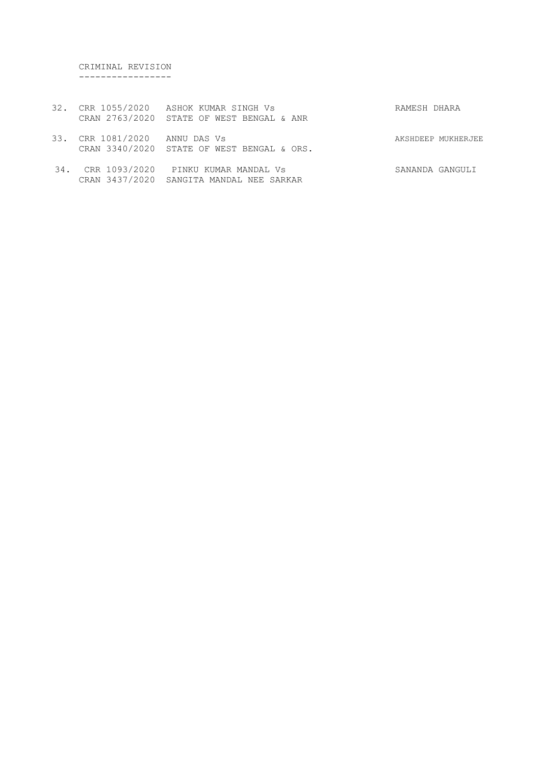CRIMINAL REVISION
-----------------

| No. | Case No. | Parties | Advocate |
|---|---|---|---|
| 32. | CRR 1055/2020<br>CRAN 2763/2020 | ASHOK KUMAR SINGH Vs<br>STATE OF WEST BENGAL & ANR | RAMESH DHARA |
| 33. | CRR 1081/2020<br>CRAN 3340/2020 | ANNU DAS Vs<br>STATE OF WEST BENGAL & ORS. | AKSHDEEP MUKHERJEE |
| 34. | CRR 1093/2020<br>CRAN 3437/2020 | PINKU KUMAR MANDAL Vs<br>SANGITA MANDAL NEE SARKAR | SANANDA GANGULI |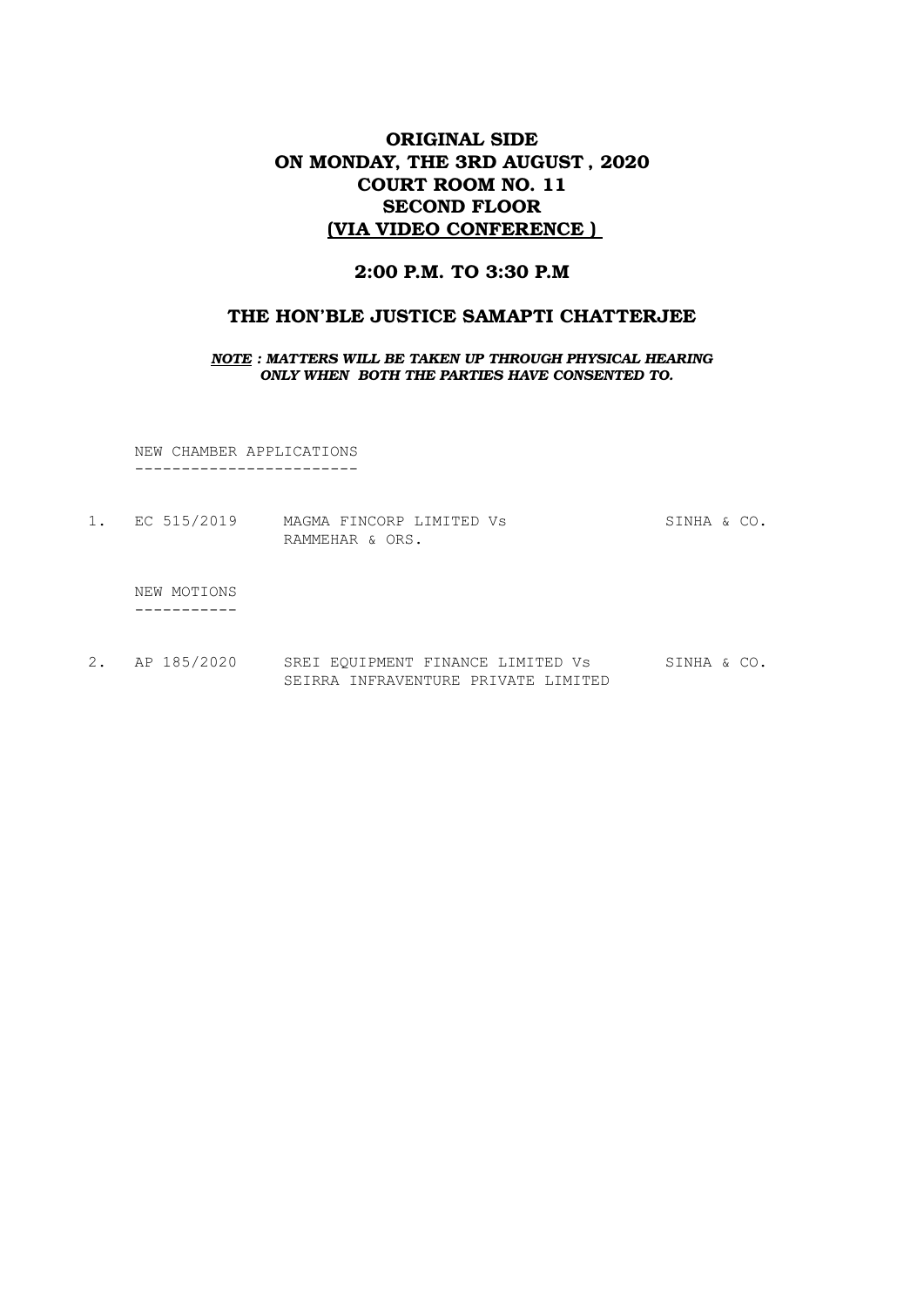# ORIGINAL SIDE
# ON MONDAY, THE 3RD AUGUST , 2020
# COURT ROOM NO. 11
# SECOND FLOOR
# (VIA VIDEO CONFERENCE )

## 2:00 P.M. TO 3:30 P.M

## THE HON'BLE JUSTICE SAMAPTI CHATTERJEE

***NOTE : MATTERS WILL BE TAKEN UP THROUGH PHYSICAL HEARING ONLY WHEN BOTH THE PARTIES HAVE CONSENTED TO.***

NEW CHAMBER APPLICATIONS
------------------------

| | | | |
|---|---|---|---|
| 1. | EC 515/2019 | MAGMA FINCORP LIMITED Vs RAMMEHAR & ORS. | SINHA & CO. |

NEW MOTIONS
-----------

| | | | |
|---|---|---|---|
| 2. | AP 185/2020 | SREI EQUIPMENT FINANCE LIMITED Vs SEIRRA INFRAVENTURE PRIVATE LIMITED | SINHA & CO. |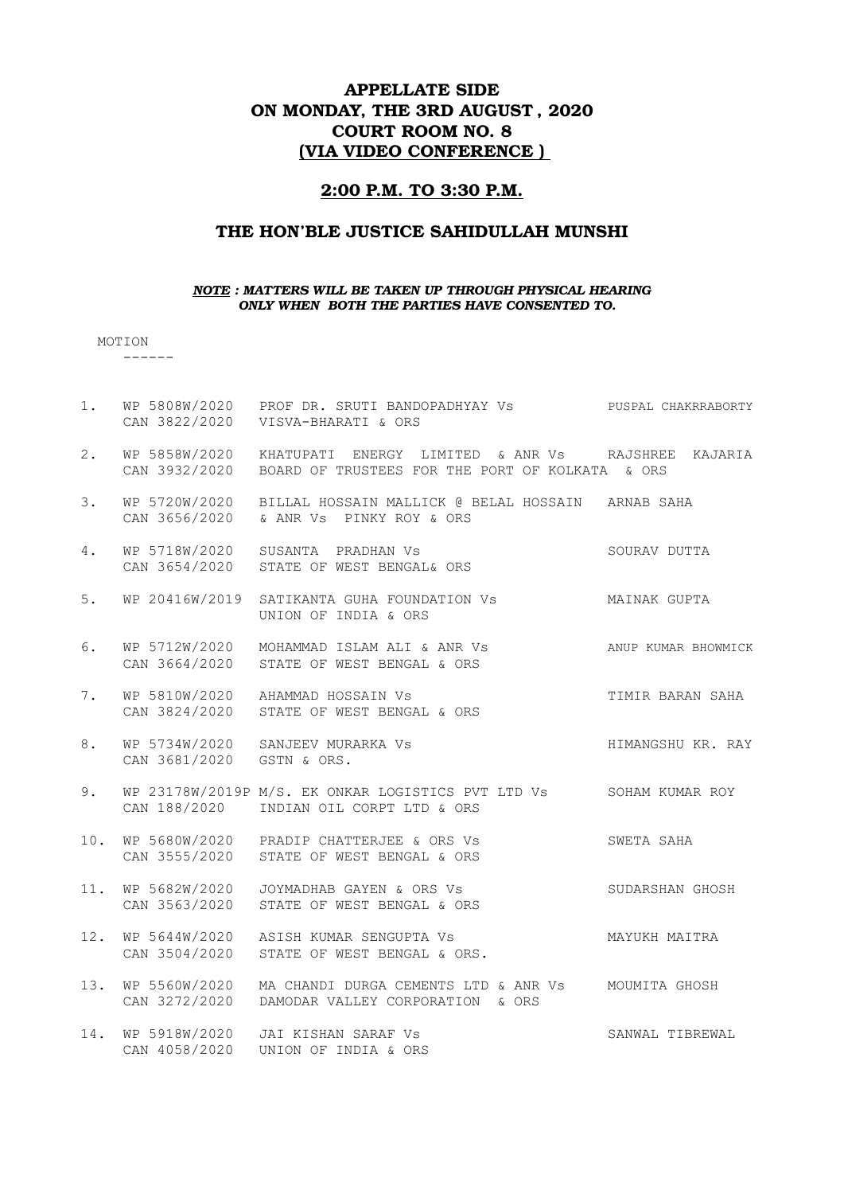# APPELLATE SIDE
# ON MONDAY, THE 3RD AUGUST , 2020
# COURT ROOM NO. 8
# (VIA VIDEO CONFERENCE )

## 2:00 P.M. TO 3:30 P.M.

## THE HON'BLE JUSTICE SAHIDULLAH MUNSHI

***NOTE : MATTERS WILL BE TAKEN UP THROUGH PHYSICAL HEARING ONLY WHEN BOTH THE PARTIES HAVE CONSENTED TO.***

MOTION
------

| No. | Case No. | Parties | Advocate |
|---|---|---|---|
| 1. | WP 5808W/2020<br>CAN 3822/2020 | PROF DR. SRUTI BANDOPADHYAY Vs<br>VISVA-BHARATI & ORS | PUSPAL CHAKRRABORTY |
| 2. | WP 5858W/2020<br>CAN 3932/2020 | KHATUPATI ENERGY LIMITED & ANR Vs<br>BOARD OF TRUSTEES FOR THE PORT OF KOLKATA & ORS | RAJSHREE KAJARIA |
| 3. | WP 5720W/2020<br>CAN 3656/2020 | BILLAL HOSSAIN MALLICK @ BELAL HOSSAIN<br>& ANR Vs PINKY ROY & ORS | ARNAB SAHA |
| 4. | WP 5718W/2020<br>CAN 3654/2020 | SUSANTA PRADHAN Vs<br>STATE OF WEST BENGAL& ORS | SOURAV DUTTA |
| 5. | WP 20416W/2019 | SATIKANTA GUHA FOUNDATION Vs<br>UNION OF INDIA & ORS | MAINAK GUPTA |
| 6. | WP 5712W/2020<br>CAN 3664/2020 | MOHAMMAD ISLAM ALI & ANR Vs<br>STATE OF WEST BENGAL & ORS | ANUP KUMAR BHOWMICK |
| 7. | WP 5810W/2020<br>CAN 3824/2020 | AHAMMAD HOSSAIN Vs<br>STATE OF WEST BENGAL & ORS | TIMIR BARAN SAHA |
| 8. | WP 5734W/2020<br>CAN 3681/2020 | SANJEEV MURARKA Vs<br>GSTN & ORS. | HIMANGSHU KR. RAY |
| 9. | WP 23178W/2019P<br>CAN 188/2020 | M/S. EK ONKAR LOGISTICS PVT LTD Vs<br>INDIAN OIL CORPT LTD & ORS | SOHAM KUMAR ROY |
| 10. | WP 5680W/2020<br>CAN 3555/2020 | PRADIP CHATTERJEE & ORS Vs<br>STATE OF WEST BENGAL & ORS | SWETA SAHA |
| 11. | WP 5682W/2020<br>CAN 3563/2020 | JOYMADHAB GAYEN & ORS Vs<br>STATE OF WEST BENGAL & ORS | SUDARSHAN GHOSH |
| 12. | WP 5644W/2020<br>CAN 3504/2020 | ASISH KUMAR SENGUPTA Vs<br>STATE OF WEST BENGAL & ORS. | MAYUKH MAITRA |
| 13. | WP 5560W/2020<br>CAN 3272/2020 | MA CHANDI DURGA CEMENTS LTD & ANR Vs<br>DAMODAR VALLEY CORPORATION & ORS | MOUMITA GHOSH |
| 14. | WP 5918W/2020<br>CAN 4058/2020 | JAI KISHAN SARAF Vs<br>UNION OF INDIA & ORS | SANWAL TIBREWAL |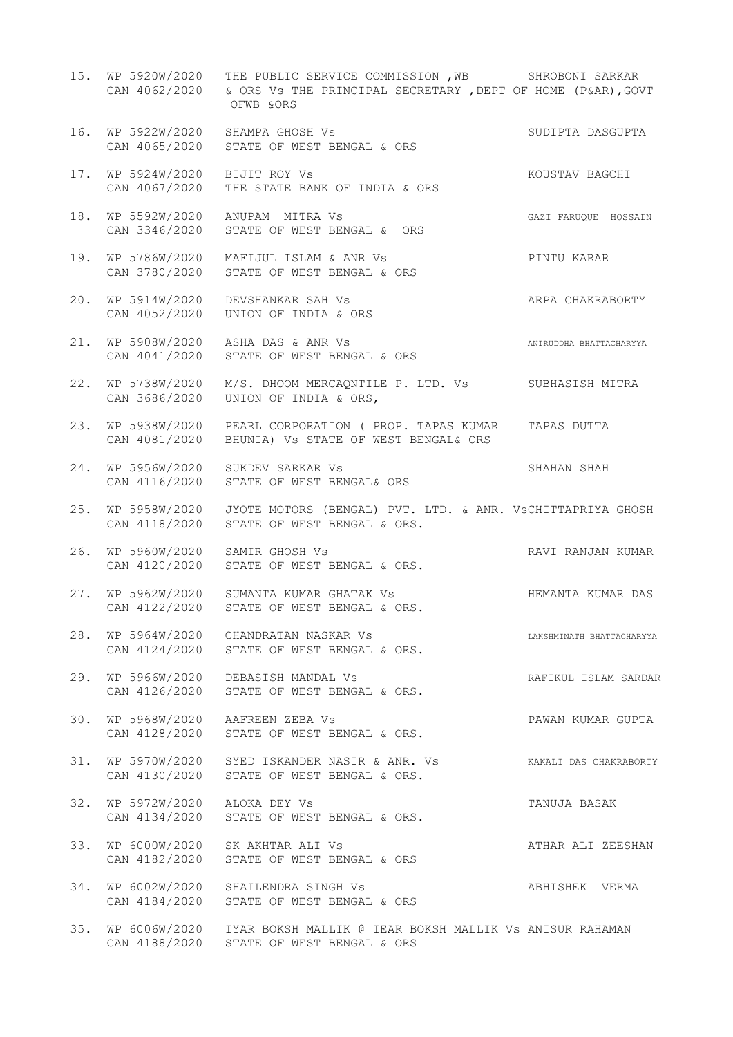15. WP 5920W/2020 CAN 4062/2020 THE PUBLIC SERVICE COMMISSION ,WB & ORS Vs THE PRINCIPAL SECRETARY ,DEPT OF HOME (P&AR),GOVT OFWB &ORS — SHROBONI SARKAR

16. WP 5922W/2020 CAN 4065/2020 SHAMPA GHOSH Vs STATE OF WEST BENGAL & ORS — SUDIPTA DASGUPTA

17. WP 5924W/2020 CAN 4067/2020 BIJIT ROY Vs THE STATE BANK OF INDIA & ORS — KOUSTAV BAGCHI

18. WP 5592W/2020 CAN 3346/2020 ANUPAM MITRA Vs STATE OF WEST BENGAL & ORS — GAZI FARUQUE HOSSAIN

19. WP 5786W/2020 CAN 3780/2020 MAFIJUL ISLAM & ANR Vs STATE OF WEST BENGAL & ORS — PINTU KARAR

20. WP 5914W/2020 CAN 4052/2020 DEVSHANKAR SAH Vs UNION OF INDIA & ORS — ARPA CHAKRABORTY

21. WP 5908W/2020 CAN 4041/2020 ASHA DAS & ANR Vs STATE OF WEST BENGAL & ORS — ANIRUDDHA BHATTACHARYYA

22. WP 5738W/2020 CAN 3686/2020 M/S. DHOOM MERCAQNTILE P. LTD. Vs UNION OF INDIA & ORS, — SUBHASISH MITRA

23. WP 5938W/2020 CAN 4081/2020 PEARL CORPORATION ( PROP. TAPAS KUMAR BHUNIA) Vs STATE OF WEST BENGAL& ORS — TAPAS DUTTA

24. WP 5956W/2020 CAN 4116/2020 SUKDEV SARKAR Vs STATE OF WEST BENGAL& ORS — SHAHAN SHAH

25. WP 5958W/2020 CAN 4118/2020 JYOTE MOTORS (BENGAL) PVT. LTD. & ANR. Vs STATE OF WEST BENGAL & ORS. — CHITTAPRIYA GHOSH

26. WP 5960W/2020 CAN 4120/2020 SAMIR GHOSH Vs STATE OF WEST BENGAL & ORS. — RAVI RANJAN KUMAR

27. WP 5962W/2020 CAN 4122/2020 SUMANTA KUMAR GHATAK Vs STATE OF WEST BENGAL & ORS. — HEMANTA KUMAR DAS

28. WP 5964W/2020 CAN 4124/2020 CHANDRATAN NASKAR Vs STATE OF WEST BENGAL & ORS. — LAKSHMINATH BHATTACHARYYA

29. WP 5966W/2020 CAN 4126/2020 DEBASISH MANDAL Vs STATE OF WEST BENGAL & ORS. — RAFIKUL ISLAM SARDAR

30. WP 5968W/2020 CAN 4128/2020 AAFREEN ZEBA Vs STATE OF WEST BENGAL & ORS. — PAWAN KUMAR GUPTA

31. WP 5970W/2020 CAN 4130/2020 SYED ISKANDER NASIR & ANR. Vs STATE OF WEST BENGAL & ORS. — KAKALI DAS CHAKRABORTY

32. WP 5972W/2020 CAN 4134/2020 ALOKA DEY Vs STATE OF WEST BENGAL & ORS. — TANUJA BASAK

33. WP 6000W/2020 CAN 4182/2020 SK AKHTAR ALI Vs STATE OF WEST BENGAL & ORS — ATHAR ALI ZEESHAN

34. WP 6002W/2020 CAN 4184/2020 SHAILENDRA SINGH Vs STATE OF WEST BENGAL & ORS — ABHISHEK VERMA

35. WP 6006W/2020 CAN 4188/2020 IYAR BOKSH MALLIK @ IEAR BOKSH MALLIK Vs STATE OF WEST BENGAL & ORS — ANISUR RAHAMAN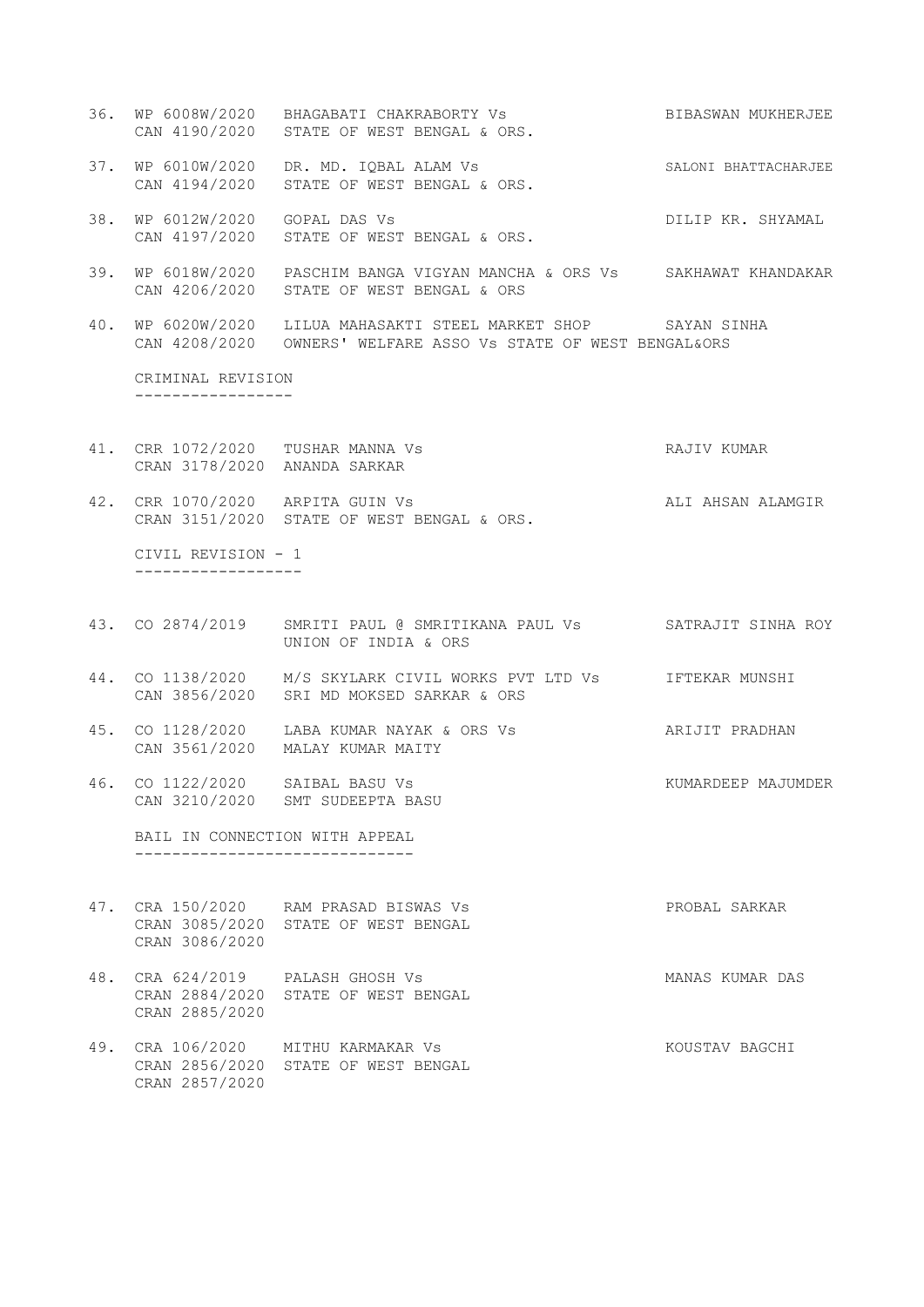36. WP 6008W/2020 BHAGABATI CHAKRABORTY Vs BIBASWAN MUKHERJEE
    CAN 4190/2020 STATE OF WEST BENGAL & ORS.

37. WP 6010W/2020 DR. MD. IQBAL ALAM Vs SALONI BHATTACHARJEE
    CAN 4194/2020 STATE OF WEST BENGAL & ORS.

38. WP 6012W/2020 GOPAL DAS Vs DILIP KR. SHYAMAL
    CAN 4197/2020 STATE OF WEST BENGAL & ORS.

39. WP 6018W/2020 PASCHIM BANGA VIGYAN MANCHA & ORS Vs SAKHAWAT KHANDAKAR
    CAN 4206/2020 STATE OF WEST BENGAL & ORS

40. WP 6020W/2020 LILUA MAHASAKTI STEEL MARKET SHOP SAYAN SINHA
    CAN 4208/2020 OWNERS' WELFARE ASSO Vs STATE OF WEST BENGAL&ORS

CRIMINAL REVISION
-----------------

41. CRR 1072/2020 TUSHAR MANNA Vs RAJIV KUMAR
    CRAN 3178/2020 ANANDA SARKAR

42. CRR 1070/2020 ARPITA GUIN Vs ALI AHSAN ALAMGIR
    CRAN 3151/2020 STATE OF WEST BENGAL & ORS.

CIVIL REVISION - 1
------------------

43. CO 2874/2019 SMRITI PAUL @ SMRITIKANA PAUL Vs SATRAJIT SINHA ROY
    UNION OF INDIA & ORS

44. CO 1138/2020 M/S SKYLARK CIVIL WORKS PVT LTD Vs IFTEKAR MUNSHI
    CAN 3856/2020 SRI MD MOKSED SARKAR & ORS

45. CO 1128/2020 LABA KUMAR NAYAK & ORS Vs ARIJIT PRADHAN
    CAN 3561/2020 MALAY KUMAR MAITY

46. CO 1122/2020 SAIBAL BASU Vs KUMARDEEP MAJUMDER
    CAN 3210/2020 SMT SUDEEPTA BASU

BAIL IN CONNECTION WITH APPEAL
------------------------------

47. CRA 150/2020 RAM PRASAD BISWAS Vs PROBAL SARKAR
    CRAN 3085/2020 STATE OF WEST BENGAL
    CRAN 3086/2020

48. CRA 624/2019 PALASH GHOSH Vs MANAS KUMAR DAS
    CRAN 2884/2020 STATE OF WEST BENGAL
    CRAN 2885/2020

49. CRA 106/2020 MITHU KARMAKAR Vs KOUSTAV BAGCHI
    CRAN 2856/2020 STATE OF WEST BENGAL
    CRAN 2857/2020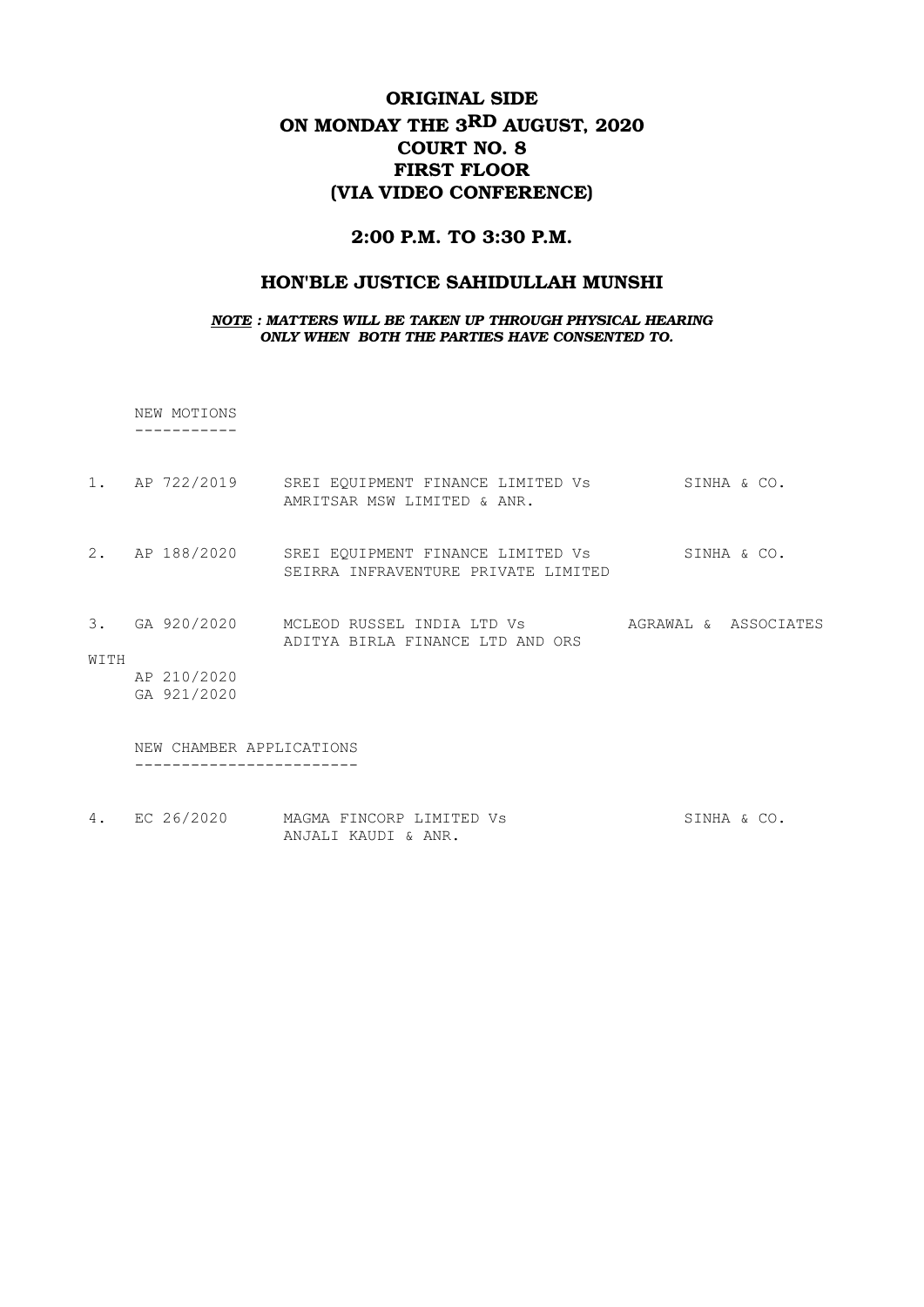# ORIGINAL SIDE
# ON MONDAY THE 3RD AUGUST, 2020
# COURT NO. 8
# FIRST FLOOR
# (VIA VIDEO CONFERENCE)

## 2:00 P.M. TO 3:30 P.M.

## HON'BLE JUSTICE SAHIDULLAH MUNSHI

***NOTE : MATTERS WILL BE TAKEN UP THROUGH PHYSICAL HEARING ONLY WHEN BOTH THE PARTIES HAVE CONSENTED TO.***

NEW MOTIONS
-----------

| | | | |
|---|---|---|---|
| 1. | AP 722/2019 | SREI EQUIPMENT FINANCE LIMITED Vs AMRITSAR MSW LIMITED & ANR. | SINHA & CO. |
| 2. | AP 188/2020 | SREI EQUIPMENT FINANCE LIMITED Vs SEIRRA INFRAVENTURE PRIVATE LIMITED | SINHA & CO. |
| 3. | GA 920/2020 | MCLEOD RUSSEL INDIA LTD Vs ADITYA BIRLA FINANCE LTD AND ORS | AGRAWAL & ASSOCIATES |
| WITH | AP 210/2020 GA 921/2020 | | |

NEW CHAMBER APPLICATIONS
------------------------

| | | | |
|---|---|---|---|
| 4. | EC 26/2020 | MAGMA FINCORP LIMITED Vs ANJALI KAUDI & ANR. | SINHA & CO. |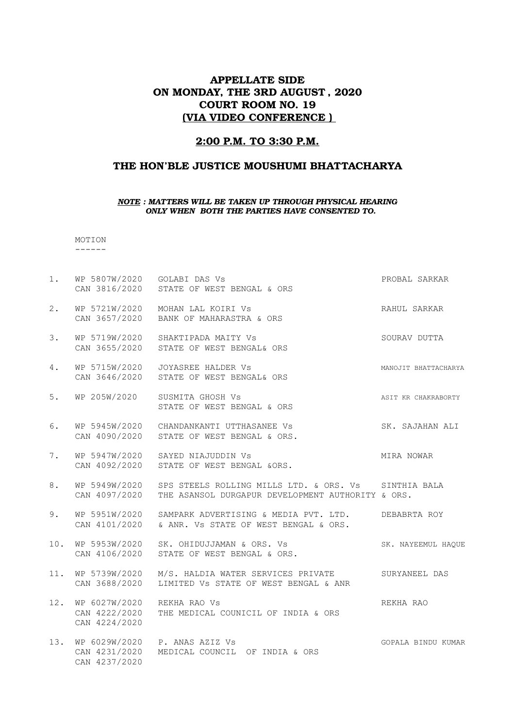**APPELLATE SIDE**
**ON MONDAY, THE 3RD AUGUST , 2020**
**COURT ROOM NO. 19**
**(VIA VIDEO CONFERENCE )**

**2:00 P.M. TO 3:30 P.M.**

**THE HON'BLE JUSTICE MOUSHUMI BHATTACHARYA**

***NOTE : MATTERS WILL BE TAKEN UP THROUGH PHYSICAL HEARING ONLY WHEN BOTH THE PARTIES HAVE CONSENTED TO.***

MOTION
------

| | | | |
|---|---|---|---|
| 1. | WP 5807W/2020<br>CAN 3816/2020 | GOLABI DAS Vs<br>STATE OF WEST BENGAL & ORS | PROBAL SARKAR |
| 2. | WP 5721W/2020<br>CAN 3657/2020 | MOHAN LAL KOIRI Vs<br>BANK OF MAHARASTRA & ORS | RAHUL SARKAR |
| 3. | WP 5719W/2020<br>CAN 3655/2020 | SHAKTIPADA MAITY Vs<br>STATE OF WEST BENGAL& ORS | SOURAV DUTTA |
| 4. | WP 5715W/2020<br>CAN 3646/2020 | JOYASREE HALDER Vs<br>STATE OF WEST BENGAL& ORS | MANOJIT BHATTACHARYA |
| 5. | WP 205W/2020 | SUSMITA GHOSH Vs<br>STATE OF WEST BENGAL & ORS | ASIT KR CHAKRABORTY |
| 6. | WP 5945W/2020<br>CAN 4090/2020 | CHANDANKANTI UTTHASANEE Vs<br>STATE OF WEST BENGAL & ORS. | SK. SAJAHAN ALI |
| 7. | WP 5947W/2020<br>CAN 4092/2020 | SAYED NIAJUDDIN Vs<br>STATE OF WEST BENGAL &ORS. | MIRA NOWAR |
| 8. | WP 5949W/2020<br>CAN 4097/2020 | SPS STEELS ROLLING MILLS LTD. & ORS. Vs<br>THE ASANSOL DURGAPUR DEVELOPMENT AUTHORITY & ORS. | SINTHIA BALA |
| 9. | WP 5951W/2020<br>CAN 4101/2020 | SAMPARK ADVERTISING & MEDIA PVT. LTD.<br>& ANR. Vs STATE OF WEST BENGAL & ORS. | DEBABRTA ROY |
| 10. | WP 5953W/2020<br>CAN 4106/2020 | SK. OHIDUJJAMAN & ORS. Vs<br>STATE OF WEST BENGAL & ORS. | SK. NAYEEMUL HAQUE |
| 11. | WP 5739W/2020<br>CAN 3688/2020 | M/S. HALDIA WATER SERVICES PRIVATE<br>LIMITED Vs STATE OF WEST BENGAL & ANR | SURYANEEL DAS |
| 12. | WP 6027W/2020<br>CAN 4222/2020<br>CAN 4224/2020 | REKHA RAO Vs<br>THE MEDICAL COUNICIL OF INDIA & ORS | REKHA RAO |
| 13. | WP 6029W/2020<br>CAN 4231/2020<br>CAN 4237/2020 | P. ANAS AZIZ Vs<br>MEDICAL COUNCIL OF INDIA & ORS | GOPALA BINDU KUMAR |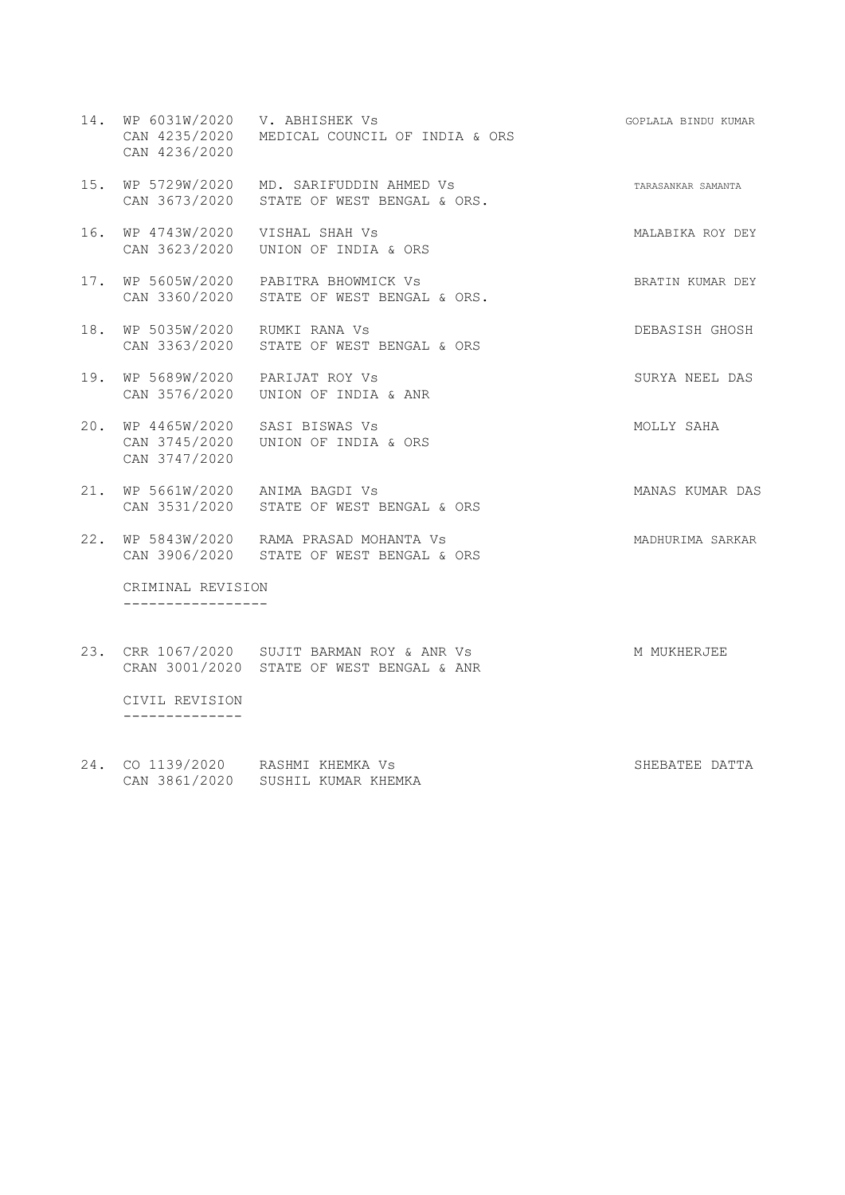| | | | |
|---|---|---|---|
| 14. | WP 6031W/2020<br>CAN 4235/2020<br>CAN 4236/2020 | V. ABHISHEK Vs<br>MEDICAL COUNCIL OF INDIA & ORS | GOPLALA BINDU KUMAR |
| 15. | WP 5729W/2020<br>CAN 3673/2020 | MD. SARIFUDDIN AHMED Vs<br>STATE OF WEST BENGAL & ORS. | TARASANKAR SAMANTA |
| 16. | WP 4743W/2020<br>CAN 3623/2020 | VISHAL SHAH Vs<br>UNION OF INDIA & ORS | MALABIKA ROY DEY |
| 17. | WP 5605W/2020<br>CAN 3360/2020 | PABITRA BHOWMICK Vs<br>STATE OF WEST BENGAL & ORS. | BRATIN KUMAR DEY |
| 18. | WP 5035W/2020<br>CAN 3363/2020 | RUMKI RANA Vs<br>STATE OF WEST BENGAL & ORS | DEBASISH GHOSH |
| 19. | WP 5689W/2020<br>CAN 3576/2020 | PARIJAT ROY Vs<br>UNION OF INDIA & ANR | SURYA NEEL DAS |
| 20. | WP 4465W/2020<br>CAN 3745/2020<br>CAN 3747/2020 | SASI BISWAS Vs<br>UNION OF INDIA & ORS | MOLLY SAHA |
| 21. | WP 5661W/2020<br>CAN 3531/2020 | ANIMA BAGDI Vs<br>STATE OF WEST BENGAL & ORS | MANAS KUMAR DAS |
| 22. | WP 5843W/2020<br>CAN 3906/2020 | RAMA PRASAD MOHANTA Vs<br>STATE OF WEST BENGAL & ORS | MADHURIMA SARKAR |

CRIMINAL REVISION
-----------------

| | | | |
|---|---|---|---|
| 23. | CRR 1067/2020<br>CRAN 3001/2020 | SUJIT BARMAN ROY & ANR Vs<br>STATE OF WEST BENGAL & ANR | M MUKHERJEE |

CIVIL REVISION
--------------

| | | | |
|---|---|---|---|
| 24. | CO 1139/2020<br>CAN 3861/2020 | RASHMI KHEMKA Vs<br>SUSHIL KUMAR KHEMKA | SHEBATEE DATTA |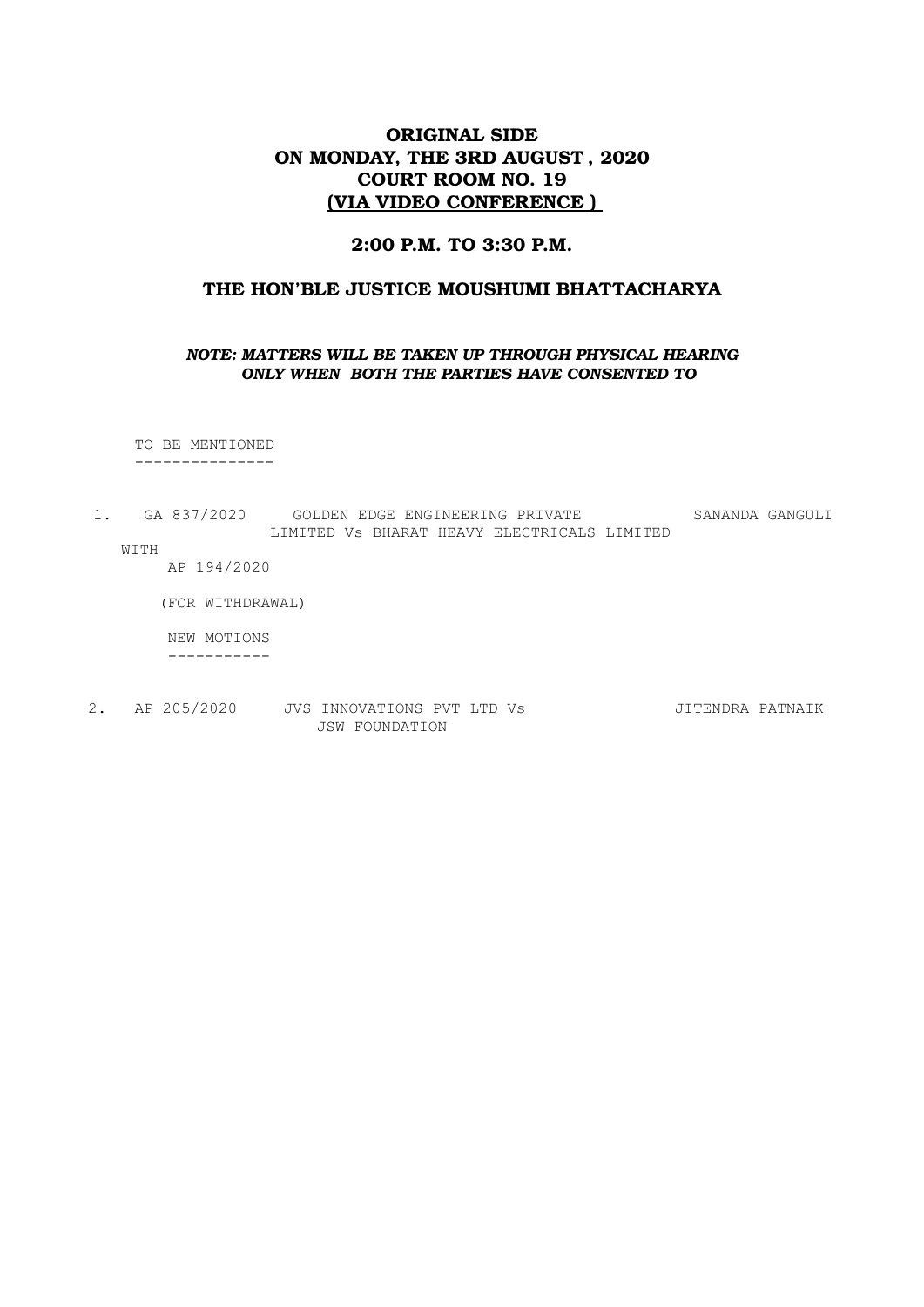**ORIGINAL SIDE**
**ON MONDAY, THE 3RD AUGUST , 2020**
**COURT ROOM NO. 19**
**(VIA VIDEO CONFERENCE )**

**2:00 P.M. TO 3:30 P.M.**

**THE HON'BLE JUSTICE MOUSHUMI BHATTACHARYA**

***NOTE: MATTERS WILL BE TAKEN UP THROUGH PHYSICAL HEARING ONLY WHEN BOTH THE PARTIES HAVE CONSENTED TO***

TO BE MENTIONED
---------------

1. GA 837/2020 GOLDEN EDGE ENGINEERING PRIVATE LIMITED Vs BHARAT HEAVY ELECTRICALS LIMITED — SANANDA GANGULI

   WITH

   AP 194/2020

   (FOR WITHDRAWAL)

NEW MOTIONS
-----------

2. AP 205/2020 JVS INNOVATIONS PVT LTD Vs JSW FOUNDATION — JITENDRA PATNAIK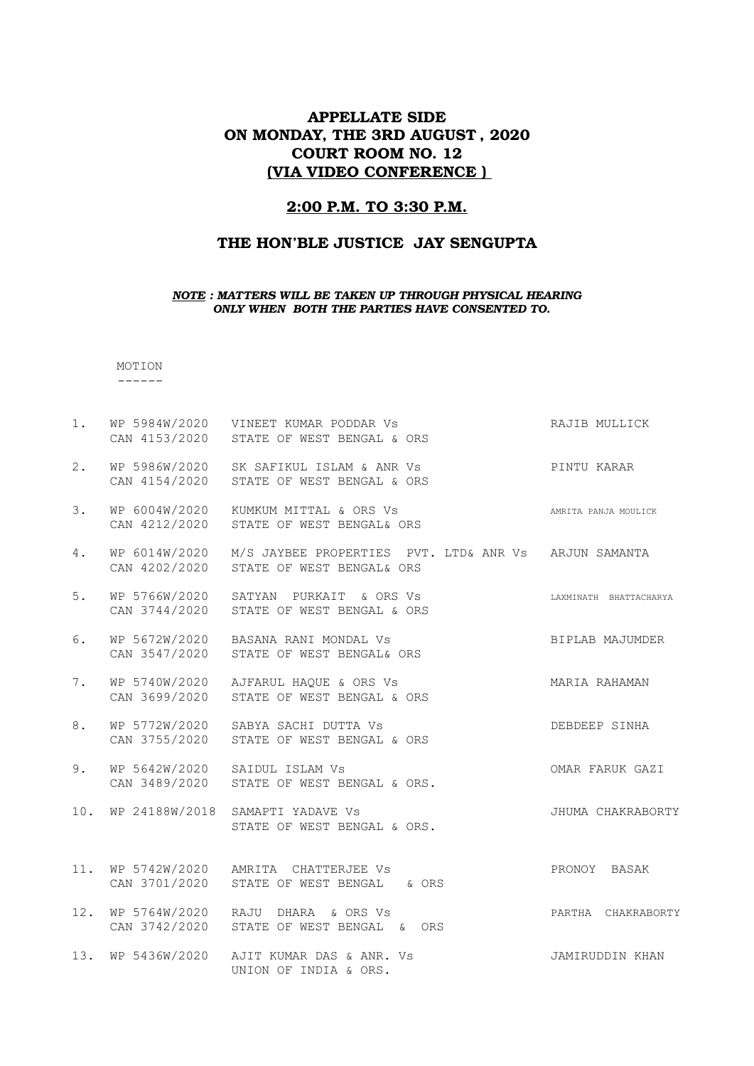# APPELLATE SIDE
# ON MONDAY, THE 3RD AUGUST , 2020
# COURT ROOM NO. 12
# (VIA VIDEO CONFERENCE )

## 2:00 P.M. TO 3:30 P.M.

## THE HON'BLE JUSTICE JAY SENGUPTA

***NOTE : MATTERS WILL BE TAKEN UP THROUGH PHYSICAL HEARING ONLY WHEN BOTH THE PARTIES HAVE CONSENTED TO.***

MOTION
------

| | | | |
|---|---|---|---|
| 1. | WP 5984W/2020<br>CAN 4153/2020 | VINEET KUMAR PODDAR Vs<br>STATE OF WEST BENGAL & ORS | RAJIB MULLICK |
| 2. | WP 5986W/2020<br>CAN 4154/2020 | SK SAFIKUL ISLAM & ANR Vs<br>STATE OF WEST BENGAL & ORS | PINTU KARAR |
| 3. | WP 6004W/2020<br>CAN 4212/2020 | KUMKUM MITTAL & ORS Vs<br>STATE OF WEST BENGAL& ORS | AMRITA PANJA MOULICK |
| 4. | WP 6014W/2020<br>CAN 4202/2020 | M/S JAYBEE PROPERTIES PVT. LTD& ANR Vs<br>STATE OF WEST BENGAL& ORS | ARJUN SAMANTA |
| 5. | WP 5766W/2020<br>CAN 3744/2020 | SATYAN PURKAIT & ORS Vs<br>STATE OF WEST BENGAL & ORS | LAXMINATH BHATTACHARYA |
| 6. | WP 5672W/2020<br>CAN 3547/2020 | BASANA RANI MONDAL Vs<br>STATE OF WEST BENGAL& ORS | BIPLAB MAJUMDER |
| 7. | WP 5740W/2020<br>CAN 3699/2020 | AJFARUL HAQUE & ORS Vs<br>STATE OF WEST BENGAL & ORS | MARIA RAHAMAN |
| 8. | WP 5772W/2020<br>CAN 3755/2020 | SABYA SACHI DUTTA Vs<br>STATE OF WEST BENGAL & ORS | DEBDEEP SINHA |
| 9. | WP 5642W/2020<br>CAN 3489/2020 | SAIDUL ISLAM Vs<br>STATE OF WEST BENGAL & ORS. | OMAR FARUK GAZI |
| 10. | WP 24188W/2018 | SAMAPTI YADAVE Vs<br>STATE OF WEST BENGAL & ORS. | JHUMA CHAKRABORTY |
| 11. | WP 5742W/2020<br>CAN 3701/2020 | AMRITA CHATTERJEE Vs<br>STATE OF WEST BENGAL & ORS | PRONOY BASAK |
| 12. | WP 5764W/2020<br>CAN 3742/2020 | RAJU DHARA & ORS Vs<br>STATE OF WEST BENGAL & ORS | PARTHA CHAKRABORTY |
| 13. | WP 5436W/2020 | AJIT KUMAR DAS & ANR. Vs<br>UNION OF INDIA & ORS. | JAMIRUDDIN KHAN |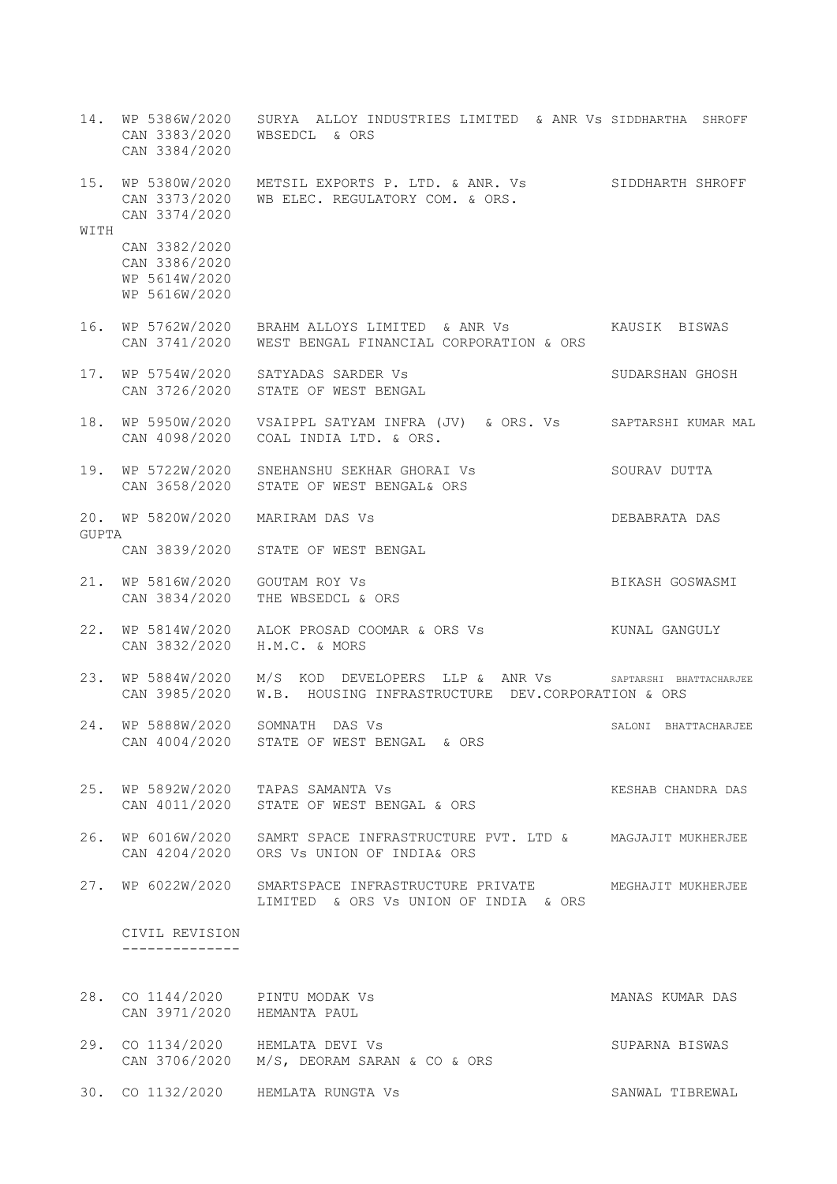14. WP 5386W/2020 SURYA ALLOY INDUSTRIES LIMITED & ANR Vs SIDDHARTHA SHROFF
    CAN 3383/2020 WBSEDCL & ORS
    CAN 3384/2020

15. WP 5380W/2020 METSIL EXPORTS P. LTD. & ANR. Vs SIDDHARTH SHROFF
    CAN 3373/2020 WB ELEC. REGULATORY COM. & ORS.
    CAN 3374/2020

WITH
    CAN 3382/2020
    CAN 3386/2020
    WP 5614W/2020
    WP 5616W/2020

16. WP 5762W/2020 BRAHM ALLOYS LIMITED & ANR Vs KAUSIK BISWAS
    CAN 3741/2020 WEST BENGAL FINANCIAL CORPORATION & ORS

17. WP 5754W/2020 SATYADAS SARDER Vs SUDARSHAN GHOSH
    CAN 3726/2020 STATE OF WEST BENGAL

18. WP 5950W/2020 VSAIPPL SATYAM INFRA (JV) & ORS. Vs SAPTARSHI KUMAR MAL
    CAN 4098/2020 COAL INDIA LTD. & ORS.

19. WP 5722W/2020 SNEHANSHU SEKHAR GHORAI Vs SOURAV DUTTA
    CAN 3658/2020 STATE OF WEST BENGAL& ORS

20. WP 5820W/2020 MARIRAM DAS Vs DEBABRATA DAS GUPTA
    CAN 3839/2020 STATE OF WEST BENGAL

21. WP 5816W/2020 GOUTAM ROY Vs BIKASH GOSWASMI
    CAN 3834/2020 THE WBSEDCL & ORS

22. WP 5814W/2020 ALOK PROSAD COOMAR & ORS Vs KUNAL GANGULY
    CAN 3832/2020 H.M.C. & MORS

23. WP 5884W/2020 M/S KOD DEVELOPERS LLP & ANR Vs SAPTARSHI BHATTACHARJEE
    CAN 3985/2020 W.B. HOUSING INFRASTRUCTURE DEV.CORPORATION & ORS

24. WP 5888W/2020 SOMNATH DAS Vs SALONI BHATTACHARJEE
    CAN 4004/2020 STATE OF WEST BENGAL & ORS

25. WP 5892W/2020 TAPAS SAMANTA Vs KESHAB CHANDRA DAS
    CAN 4011/2020 STATE OF WEST BENGAL & ORS

26. WP 6016W/2020 SAMRT SPACE INFRASTRUCTURE PVT. LTD & MAGJAJIT MUKHERJEE
    CAN 4204/2020 ORS Vs UNION OF INDIA& ORS

27. WP 6022W/2020 SMARTSPACE INFRASTRUCTURE PRIVATE MEGHAJIT MUKHERJEE
    LIMITED & ORS Vs UNION OF INDIA & ORS

CIVIL REVISION
--------------

28. CO 1144/2020 PINTU MODAK Vs MANAS KUMAR DAS
    CAN 3971/2020 HEMANTA PAUL

29. CO 1134/2020 HEMLATA DEVI Vs SUPARNA BISWAS
    CAN 3706/2020 M/S, DEORAM SARAN & CO & ORS

30. CO 1132/2020 HEMLATA RUNGTA Vs SANWAL TIBREWAL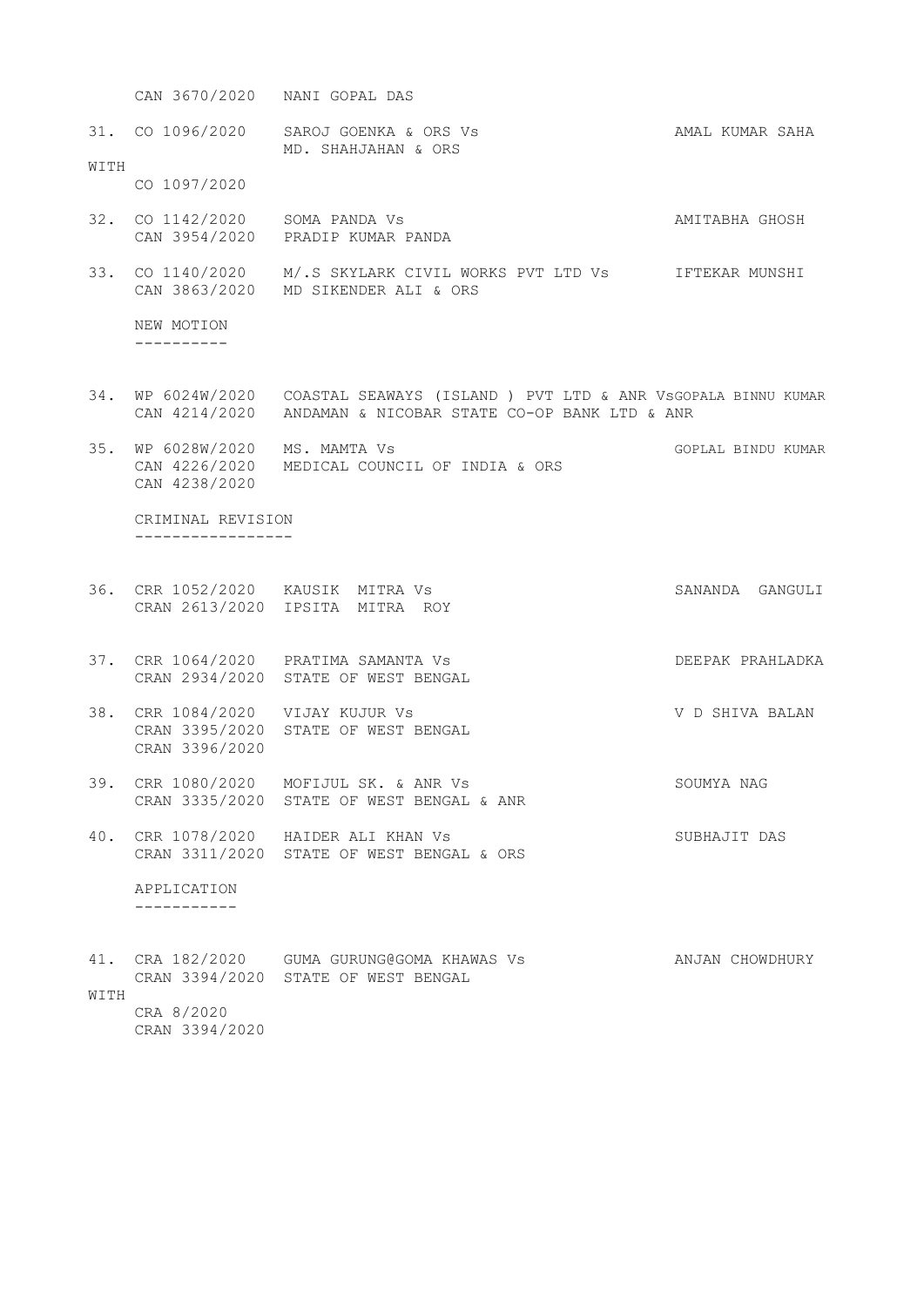CAN 3670/2020 NANI GOPAL DAS

31. CO 1096/2020 SAROJ GOENKA & ORS Vs MD. SHAHJAHAN & ORS — AMAL KUMAR SAHA

WITH

CO 1097/2020

32. CO 1142/2020 SOMA PANDA Vs — AMITABHA GHOSH
CAN 3954/2020 PRADIP KUMAR PANDA

33. CO 1140/2020 M/.S SKYLARK CIVIL WORKS PVT LTD Vs — IFTEKAR MUNSHI
CAN 3863/2020 MD SIKENDER ALI & ORS

NEW MOTION
----------

34. WP 6024W/2020 COASTAL SEAWAYS (ISLAND ) PVT LTD & ANR Vs — GOPALA BINNU KUMAR
CAN 4214/2020 ANDAMAN & NICOBAR STATE CO-OP BANK LTD & ANR

35. WP 6028W/2020 MS. MAMTA Vs — GOPLAL BINDU KUMAR
CAN 4226/2020 MEDICAL COUNCIL OF INDIA & ORS
CAN 4238/2020

CRIMINAL REVISION
-----------------

36. CRR 1052/2020 KAUSIK MITRA Vs — SANANDA GANGULI
CRAN 2613/2020 IPSITA MITRA ROY

37. CRR 1064/2020 PRATIMA SAMANTA Vs — DEEPAK PRAHLADKA
CRAN 2934/2020 STATE OF WEST BENGAL

38. CRR 1084/2020 VIJAY KUJUR Vs — V D SHIVA BALAN
CRAN 3395/2020 STATE OF WEST BENGAL
CRAN 3396/2020

39. CRR 1080/2020 MOFIJUL SK. & ANR Vs — SOUMYA NAG
CRAN 3335/2020 STATE OF WEST BENGAL & ANR

40. CRR 1078/2020 HAIDER ALI KHAN Vs — SUBHAJIT DAS
CRAN 3311/2020 STATE OF WEST BENGAL & ORS

APPLICATION
-----------

41. CRA 182/2020 GUMA GURUNG@GOMA KHAWAS Vs — ANJAN CHOWDHURY
CRAN 3394/2020 STATE OF WEST BENGAL

WITH

CRA 8/2020
CRAN 3394/2020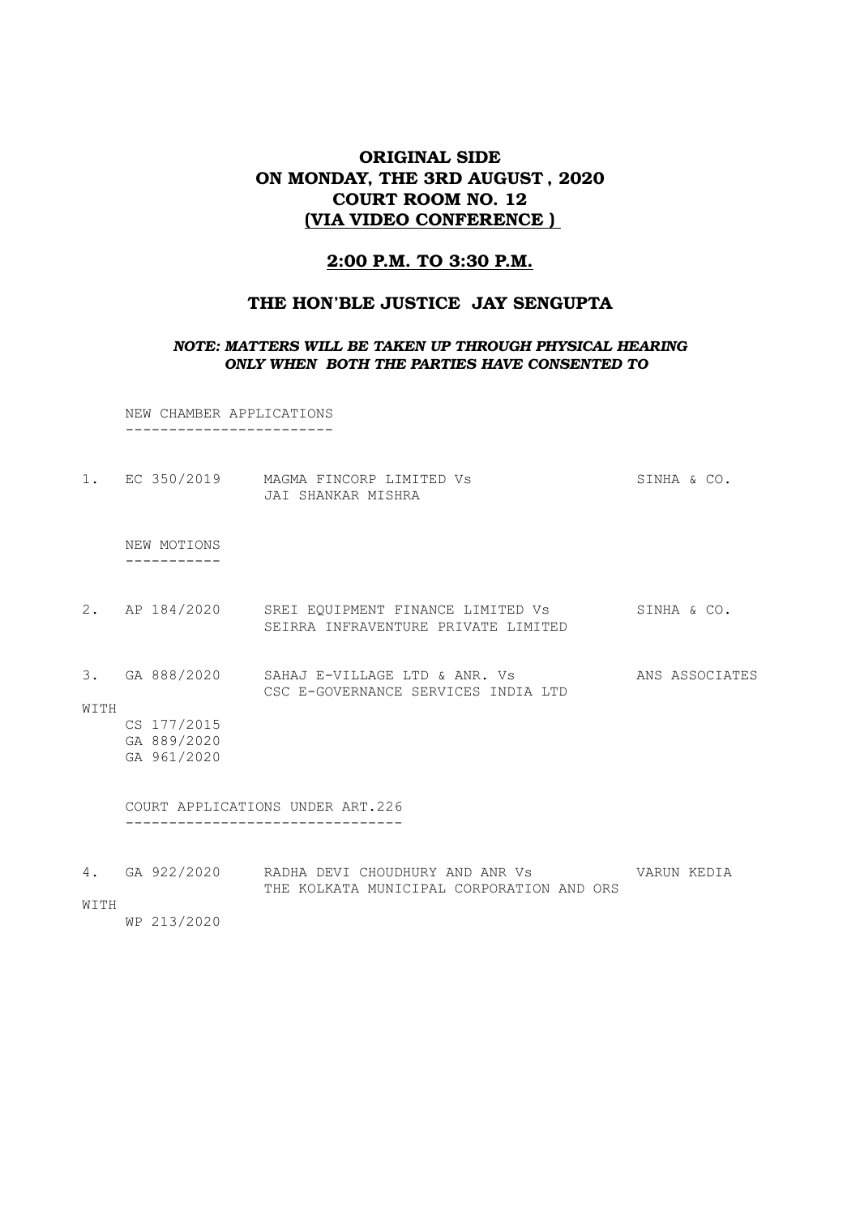# ORIGINAL SIDE
# ON MONDAY, THE 3RD AUGUST , 2020
# COURT ROOM NO. 12
# (VIA VIDEO CONFERENCE )

## 2:00 P.M. TO 3:30 P.M.

## THE HON'BLE JUSTICE JAY SENGUPTA

***NOTE: MATTERS WILL BE TAKEN UP THROUGH PHYSICAL HEARING ONLY WHEN BOTH THE PARTIES HAVE CONSENTED TO***

NEW CHAMBER APPLICATIONS

1. EC 350/2019 MAGMA FINCORP LIMITED Vs JAI SHANKAR MISHRA — SINHA & CO.

NEW MOTIONS

2. AP 184/2020 SREI EQUIPMENT FINANCE LIMITED Vs SEIRRA INFRAVENTURE PRIVATE LIMITED — SINHA & CO.

3. GA 888/2020 SAHAJ E-VILLAGE LTD & ANR. Vs CSC E-GOVERNANCE SERVICES INDIA LTD — ANS ASSOCIATES

WITH
CS 177/2015
GA 889/2020
GA 961/2020

COURT APPLICATIONS UNDER ART.226

4. GA 922/2020 RADHA DEVI CHOUDHURY AND ANR Vs THE KOLKATA MUNICIPAL CORPORATION AND ORS — VARUN KEDIA

WITH
WP 213/2020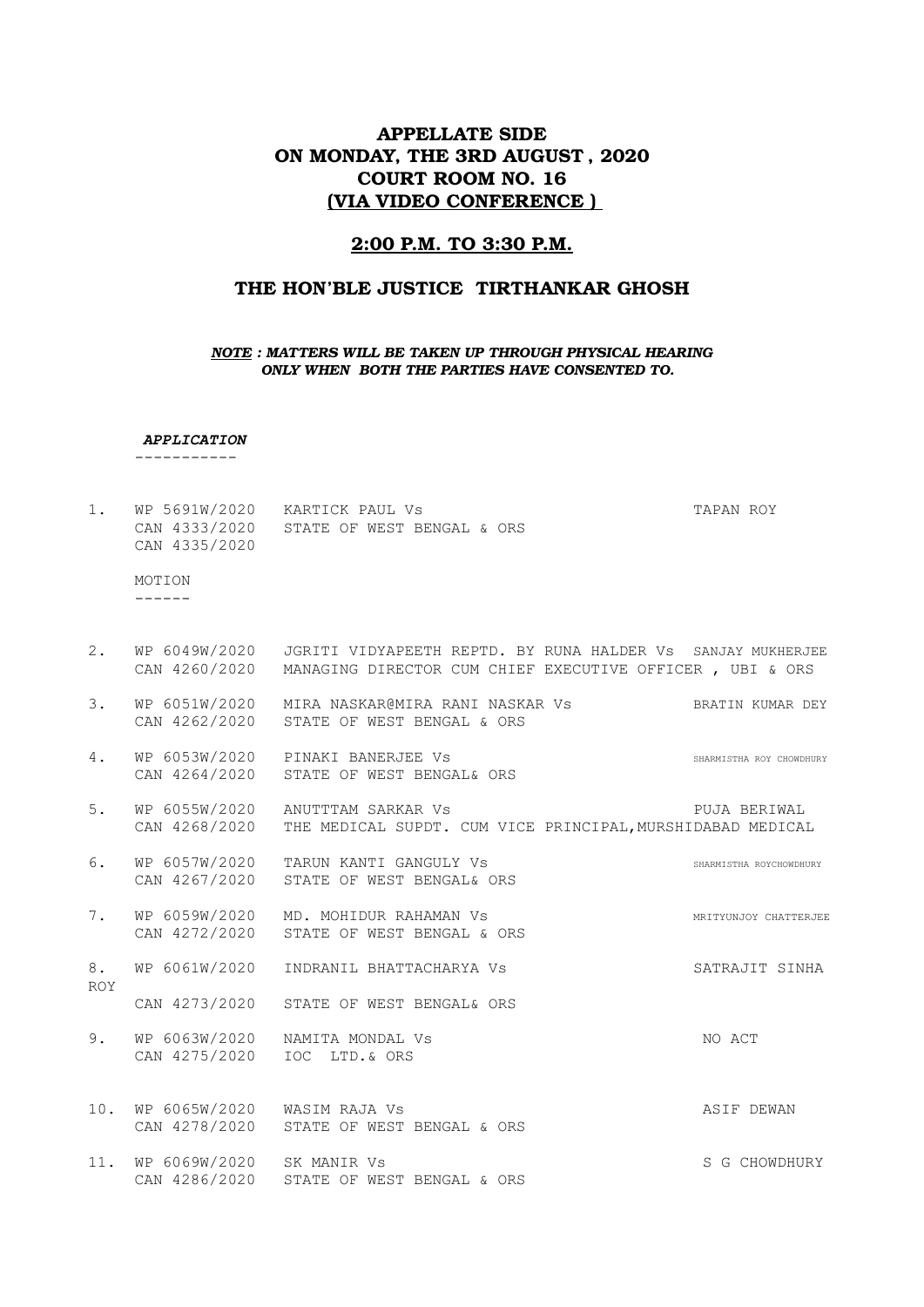# APPELLATE SIDE
# ON MONDAY, THE 3RD AUGUST , 2020
# COURT ROOM NO. 16
# (VIA VIDEO CONFERENCE )

## 2:00 P.M. TO 3:30 P.M.

## THE HON'BLE JUSTICE TIRTHANKAR GHOSH

***NOTE : MATTERS WILL BE TAKEN UP THROUGH PHYSICAL HEARING ONLY WHEN BOTH THE PARTIES HAVE CONSENTED TO.***

***APPLICATION***
-----------

| No. | Case No. | Parties | Advocate |
|---|---|---|---|
| 1. | WP 5691W/2020<br>CAN 4333/2020<br>CAN 4335/2020 | KARTICK PAUL Vs<br>STATE OF WEST BENGAL & ORS | TAPAN ROY |

MOTION
------

| No. | Case No. | Parties | Advocate |
|---|---|---|---|
| 2. | WP 6049W/2020<br>CAN 4260/2020 | JGRITI VIDYAPEETH REPTD. BY RUNA HALDER Vs<br>MANAGING DIRECTOR CUM CHIEF EXECUTIVE OFFICER , UBI & ORS | SANJAY MUKHERJEE |
| 3. | WP 6051W/2020<br>CAN 4262/2020 | MIRA NASKAR@MIRA RANI NASKAR Vs<br>STATE OF WEST BENGAL & ORS | BRATIN KUMAR DEY |
| 4. | WP 6053W/2020<br>CAN 4264/2020 | PINAKI BANERJEE Vs<br>STATE OF WEST BENGAL& ORS | SHARMISTHA ROY CHOWDHURY |
| 5. | WP 6055W/2020<br>CAN 4268/2020 | ANUTTAM SARKAR Vs<br>THE MEDICAL SUPDT. CUM VICE PRINCIPAL,MURSHIDABAD MEDICAL | PUJA BERIWAL |
| 6. | WP 6057W/2020<br>CAN 4267/2020 | TARUN KANTI GANGULY Vs<br>STATE OF WEST BENGAL& ORS | SHARMISTHA ROYCHOWDHURY |
| 7. | WP 6059W/2020<br>CAN 4272/2020 | MD. MOHIDUR RAHAMAN Vs<br>STATE OF WEST BENGAL & ORS | MRITYUNJOY CHATTERJEE |
| 8. | WP 6061W/2020<br>CAN 4273/2020 | INDRANIL BHATTACHARYA Vs<br>STATE OF WEST BENGAL& ORS | SATRAJIT SINHA ROY |
| 9. | WP 6063W/2020<br>CAN 4275/2020 | NAMITA MONDAL Vs<br>IOC LTD.& ORS | NO ACT |
| 10. | WP 6065W/2020<br>CAN 4278/2020 | WASIM RAJA Vs<br>STATE OF WEST BENGAL & ORS | ASIF DEWAN |
| 11. | WP 6069W/2020<br>CAN 4286/2020 | SK MANIR Vs<br>STATE OF WEST BENGAL & ORS | S G CHOWDHURY |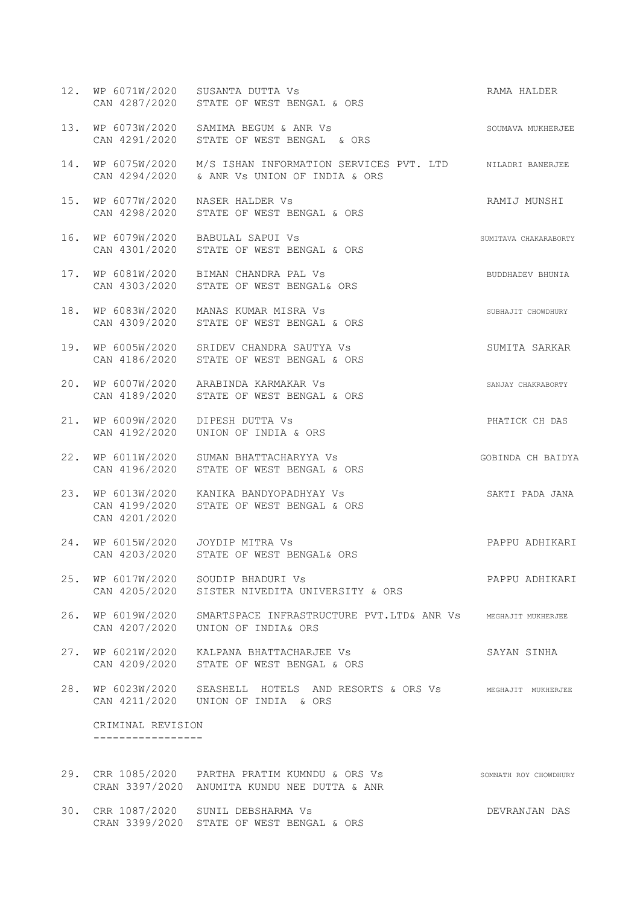| No. | Case No. | Parties | Advocate |
|---|---|---|---|
| 12. | WP 6071W/2020<br>CAN 4287/2020 | SUSANTA DUTTA Vs<br>STATE OF WEST BENGAL & ORS | RAMA HALDER |
| 13. | WP 6073W/2020<br>CAN 4291/2020 | SAMIMA BEGUM & ANR Vs<br>STATE OF WEST BENGAL & ORS | SOUMAVA MUKHERJEE |
| 14. | WP 6075W/2020<br>CAN 4294/2020 | M/S ISHAN INFORMATION SERVICES PVT. LTD<br>& ANR Vs UNION OF INDIA & ORS | NILADRI BANERJEE |
| 15. | WP 6077W/2020<br>CAN 4298/2020 | NASER HALDER Vs<br>STATE OF WEST BENGAL & ORS | RAMIJ MUNSHI |
| 16. | WP 6079W/2020<br>CAN 4301/2020 | BABULAL SAPUI Vs<br>STATE OF WEST BENGAL & ORS | SUMITAVA CHAKARABORTY |
| 17. | WP 6081W/2020<br>CAN 4303/2020 | BIMAN CHANDRA PAL Vs<br>STATE OF WEST BENGAL& ORS | BUDDHADEV BHUNIA |
| 18. | WP 6083W/2020<br>CAN 4309/2020 | MANAS KUMAR MISRA Vs<br>STATE OF WEST BENGAL & ORS | SUBHAJIT CHOWDHURY |
| 19. | WP 6005W/2020<br>CAN 4186/2020 | SRIDEV CHANDRA SAUTYA Vs<br>STATE OF WEST BENGAL & ORS | SUMITA SARKAR |
| 20. | WP 6007W/2020<br>CAN 4189/2020 | ARABINDA KARMAKAR Vs<br>STATE OF WEST BENGAL & ORS | SANJAY CHAKRABORTY |
| 21. | WP 6009W/2020<br>CAN 4192/2020 | DIPESH DUTTA Vs<br>UNION OF INDIA & ORS | PHATICK CH DAS |
| 22. | WP 6011W/2020<br>CAN 4196/2020 | SUMAN BHATTACHARYYA Vs<br>STATE OF WEST BENGAL & ORS | GOBINDA CH BAIDYA |
| 23. | WP 6013W/2020<br>CAN 4199/2020<br>CAN 4201/2020 | KANIKA BANDYOPADHYAY Vs<br>STATE OF WEST BENGAL & ORS | SAKTI PADA JANA |
| 24. | WP 6015W/2020<br>CAN 4203/2020 | JOYDIP MITRA Vs<br>STATE OF WEST BENGAL& ORS | PAPPU ADHIKARI |
| 25. | WP 6017W/2020<br>CAN 4205/2020 | SOUDIP BHADURI Vs<br>SISTER NIVEDITA UNIVERSITY & ORS | PAPPU ADHIKARI |
| 26. | WP 6019W/2020<br>CAN 4207/2020 | SMARTSPACE INFRASTRUCTURE PVT.LTD& ANR Vs<br>UNION OF INDIA& ORS | MEGHAJIT MUKHERJEE |
| 27. | WP 6021W/2020<br>CAN 4209/2020 | KALPANA BHATTACHARJEE Vs<br>STATE OF WEST BENGAL & ORS | SAYAN SINHA |
| 28. | WP 6023W/2020<br>CAN 4211/2020 | SEASHELL HOTELS AND RESORTS & ORS Vs<br>UNION OF INDIA & ORS | MEGHAJIT MUKHERJEE |

CRIMINAL REVISION
-----------------

| No. | Case No. | Parties | Advocate |
|---|---|---|---|
| 29. | CRR 1085/2020<br>CRAN 3397/2020 | PARTHA PRATIM KUMNDU & ORS Vs<br>ANUMITA KUNDU NEE DUTTA & ANR | SOMNATH ROY CHOWDHURY |
| 30. | CRR 1087/2020<br>CRAN 3399/2020 | SUNIL DEBSHARMA Vs<br>STATE OF WEST BENGAL & ORS | DEVRANJAN DAS |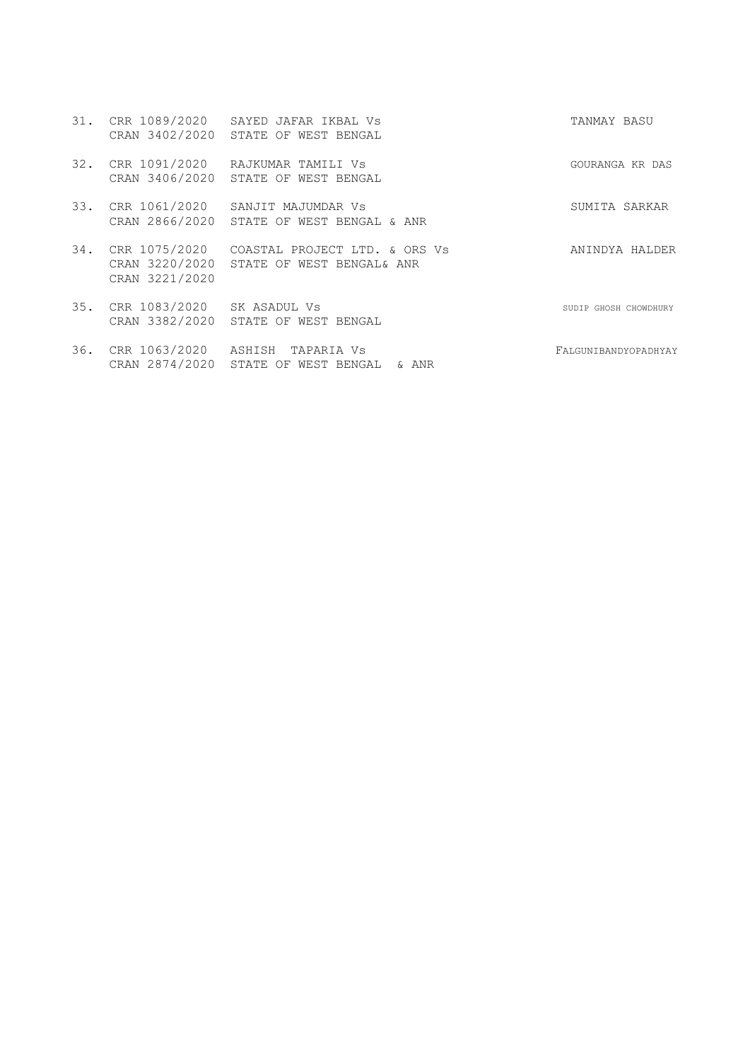31. CRR 1089/2020 SAYED JAFAR IKBAL Vs TANMAY BASU
    CRAN 3402/2020 STATE OF WEST BENGAL

32. CRR 1091/2020 RAJKUMAR TAMILI Vs GOURANGA KR DAS
    CRAN 3406/2020 STATE OF WEST BENGAL

33. CRR 1061/2020 SANJIT MAJUMDAR Vs SUMITA SARKAR
    CRAN 2866/2020 STATE OF WEST BENGAL & ANR

34. CRR 1075/2020 COASTAL PROJECT LTD. & ORS Vs ANINDYA HALDER
    CRAN 3220/2020 STATE OF WEST BENGAL& ANR
    CRAN 3221/2020

35. CRR 1083/2020 SK ASADUL Vs SUDIP GHOSH CHOWDHURY
    CRAN 3382/2020 STATE OF WEST BENGAL

36. CRR 1063/2020 ASHISH TAPARIA Vs FALGUNIBANDYOPADHYAY
    CRAN 2874/2020 STATE OF WEST BENGAL & ANR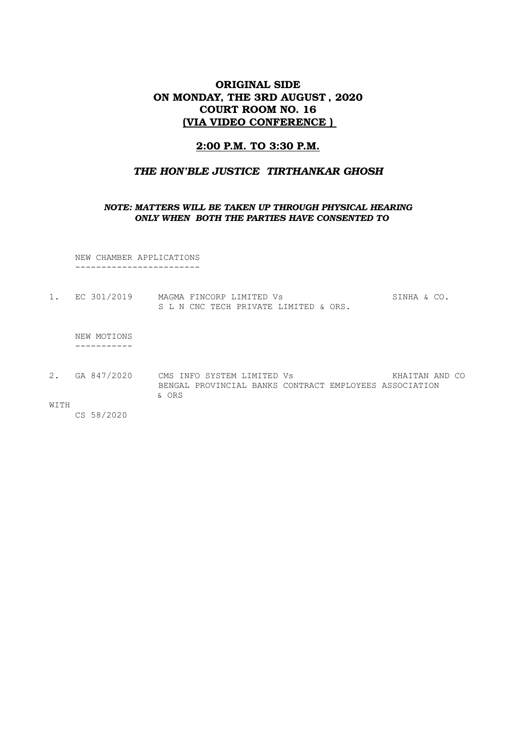**ORIGINAL SIDE**
**ON MONDAY, THE 3RD AUGUST , 2020**
**COURT ROOM NO. 16**
**(VIA VIDEO CONFERENCE )**

**2:00 P.M. TO 3:30 P.M.**

***THE HON'BLE JUSTICE TIRTHANKAR GHOSH***

***NOTE: MATTERS WILL BE TAKEN UP THROUGH PHYSICAL HEARING ONLY WHEN BOTH THE PARTIES HAVE CONSENTED TO***

NEW CHAMBER APPLICATIONS
------------------------

1. EC 301/2019 MAGMA FINCORP LIMITED Vs SINHA & CO.
   S L N CNC TECH PRIVATE LIMITED & ORS.

NEW MOTIONS
-----------

2. GA 847/2020 CMS INFO SYSTEM LIMITED Vs KHAITAN AND CO
   BENGAL PROVINCIAL BANKS CONTRACT EMPLOYEES ASSOCIATION & ORS

WITH
CS 58/2020